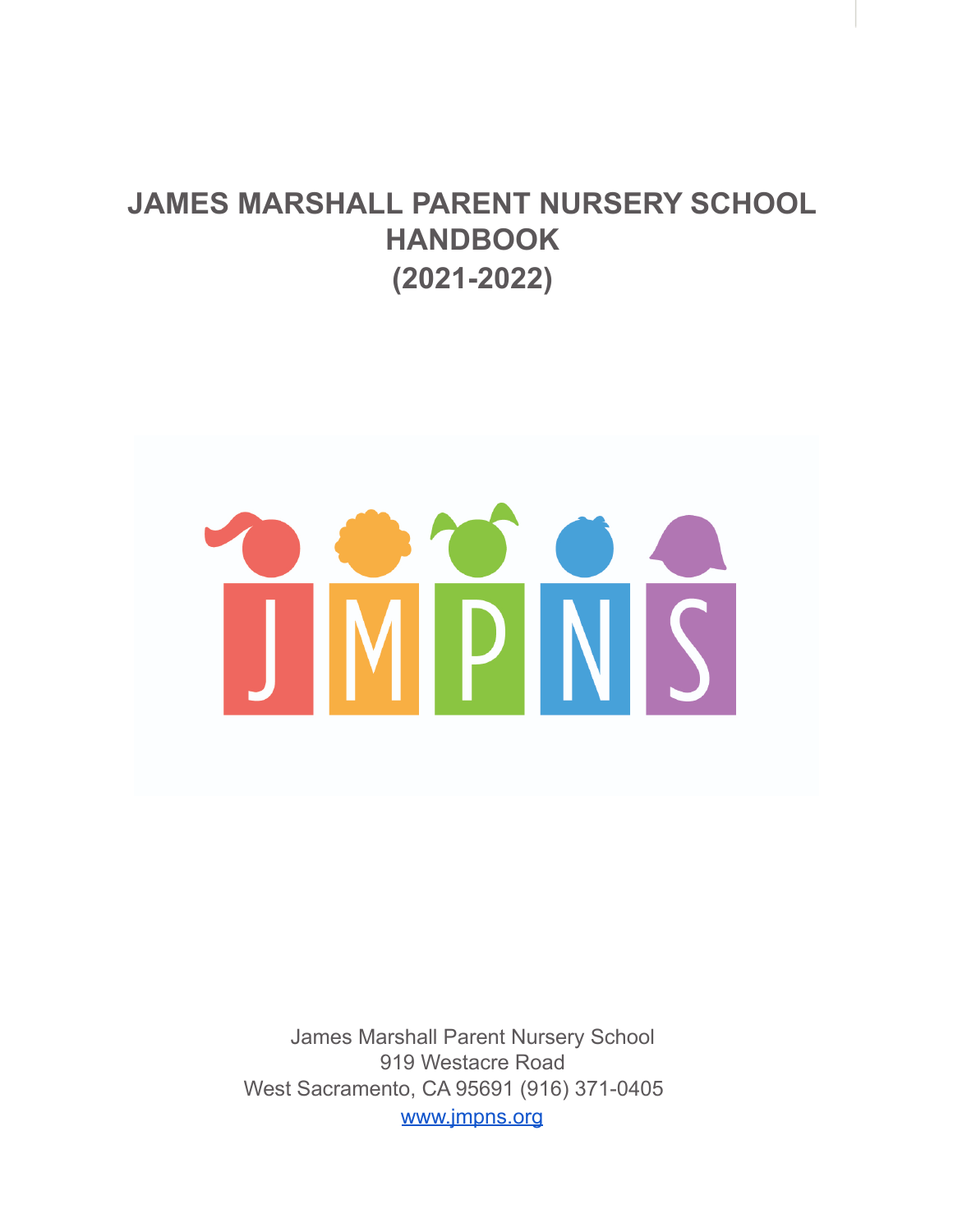# JAMES MARSHALL PARENT NURSERY SCHOOL HANDBOOK (2021-2022)

JMPNS

James Marshall Parent Nursery School
919 Westacre Road
West Sacramento, CA 95691 (916) 371-0405
www.jmpns.org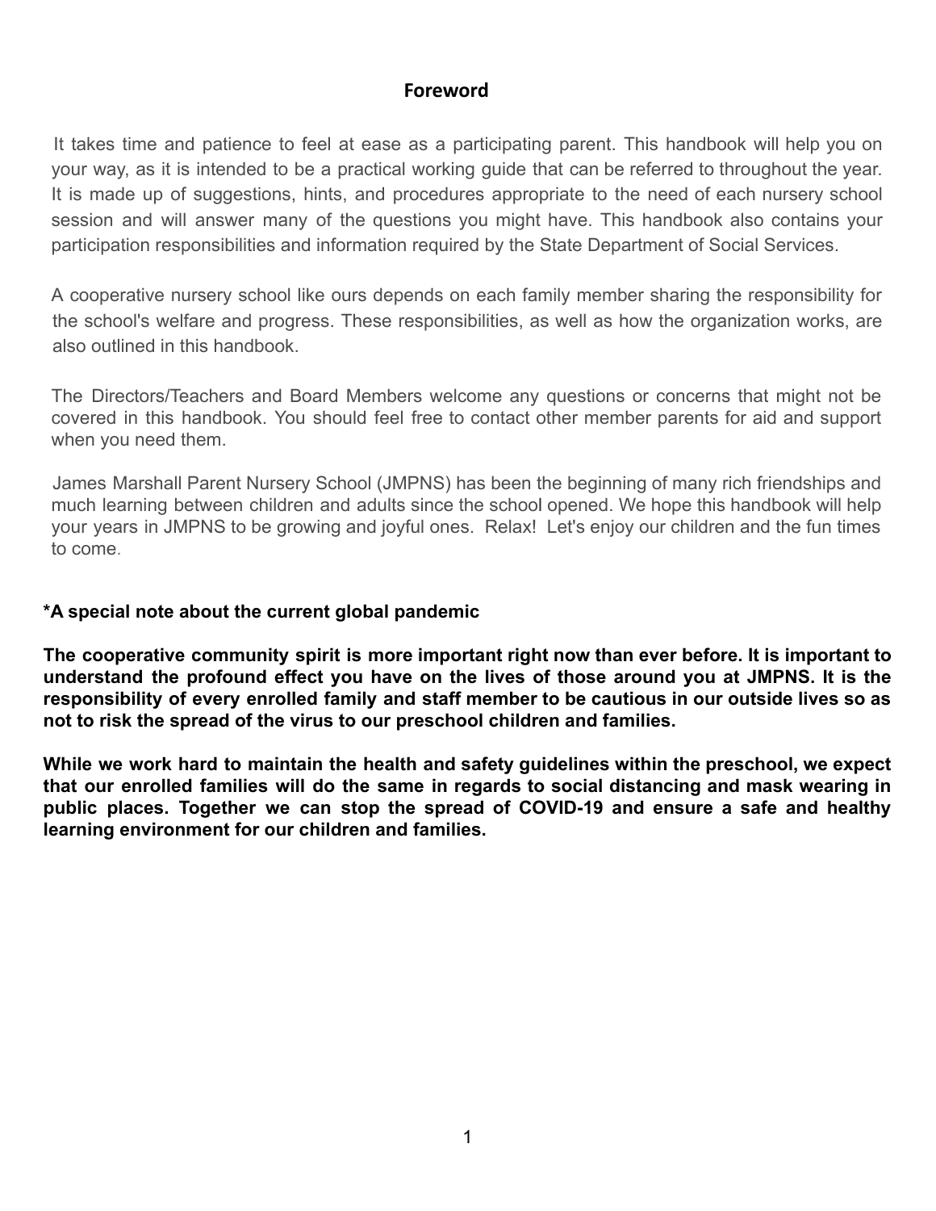# Foreword

It takes time and patience to feel at ease as a participating parent. This handbook will help you on your way, as it is intended to be a practical working guide that can be referred to throughout the year. It is made up of suggestions, hints, and procedures appropriate to the need of each nursery school session and will answer many of the questions you might have. This handbook also contains your participation responsibilities and information required by the State Department of Social Services.

A cooperative nursery school like ours depends on each family member sharing the responsibility for the school's welfare and progress. These responsibilities, as well as how the organization works, are also outlined in this handbook.

The Directors/Teachers and Board Members welcome any questions or concerns that might not be covered in this handbook. You should feel free to contact other member parents for aid and support when you need them.

James Marshall Parent Nursery School (JMPNS) has been the beginning of many rich friendships and much learning between children and adults since the school opened. We hope this handbook will help your years in JMPNS to be growing and joyful ones. Relax! Let's enjoy our children and the fun times to come.

**\*A special note about the current global pandemic**

**The cooperative community spirit is more important right now than ever before. It is important to understand the profound effect you have on the lives of those around you at JMPNS. It is the responsibility of every enrolled family and staff member to be cautious in our outside lives so as not to risk the spread of the virus to our preschool children and families.**

**While we work hard to maintain the health and safety guidelines within the preschool, we expect that our enrolled families will do the same in regards to social distancing and mask wearing in public places. Together we can stop the spread of COVID-19 and ensure a safe and healthy learning environment for our children and families.**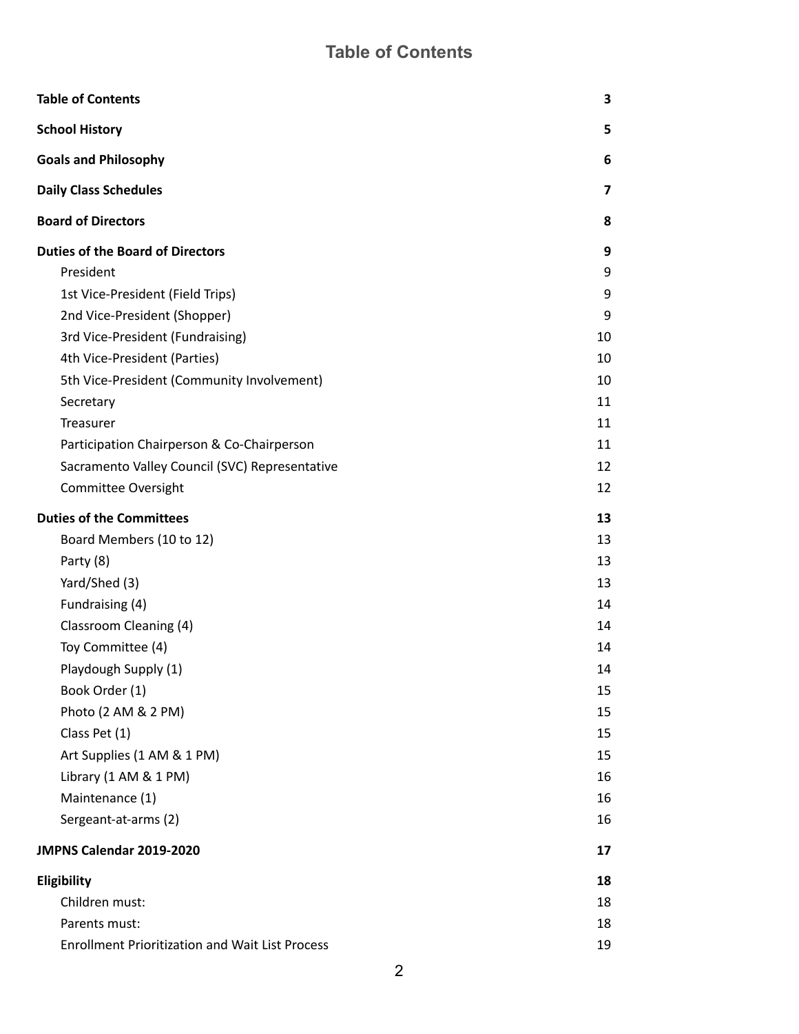# Table of Contents

| | |
|---|---|
| **Table of Contents** | **3** |
| **School History** | **5** |
| **Goals and Philosophy** | **6** |
| **Daily Class Schedules** | **7** |
| **Board of Directors** | **8** |
| **Duties of the Board of Directors** | **9** |
| President | 9 |
| 1st Vice-President (Field Trips) | 9 |
| 2nd Vice-President (Shopper) | 9 |
| 3rd Vice-President (Fundraising) | 10 |
| 4th Vice-President (Parties) | 10 |
| 5th Vice-President (Community Involvement) | 10 |
| Secretary | 11 |
| Treasurer | 11 |
| Participation Chairperson & Co-Chairperson | 11 |
| Sacramento Valley Council (SVC) Representative | 12 |
| Committee Oversight | 12 |
| **Duties of the Committees** | **13** |
| Board Members (10 to 12) | 13 |
| Party (8) | 13 |
| Yard/Shed (3) | 13 |
| Fundraising (4) | 14 |
| Classroom Cleaning (4) | 14 |
| Toy Committee (4) | 14 |
| Playdough Supply (1) | 14 |
| Book Order (1) | 15 |
| Photo (2 AM & 2 PM) | 15 |
| Class Pet (1) | 15 |
| Art Supplies (1 AM & 1 PM) | 15 |
| Library (1 AM & 1 PM) | 16 |
| Maintenance (1) | 16 |
| Sergeant-at-arms (2) | 16 |
| **JMPNS Calendar 2019-2020** | **17** |
| **Eligibility** | **18** |
| Children must: | 18 |
| Parents must: | 18 |
| Enrollment Prioritization and Wait List Process | 19 |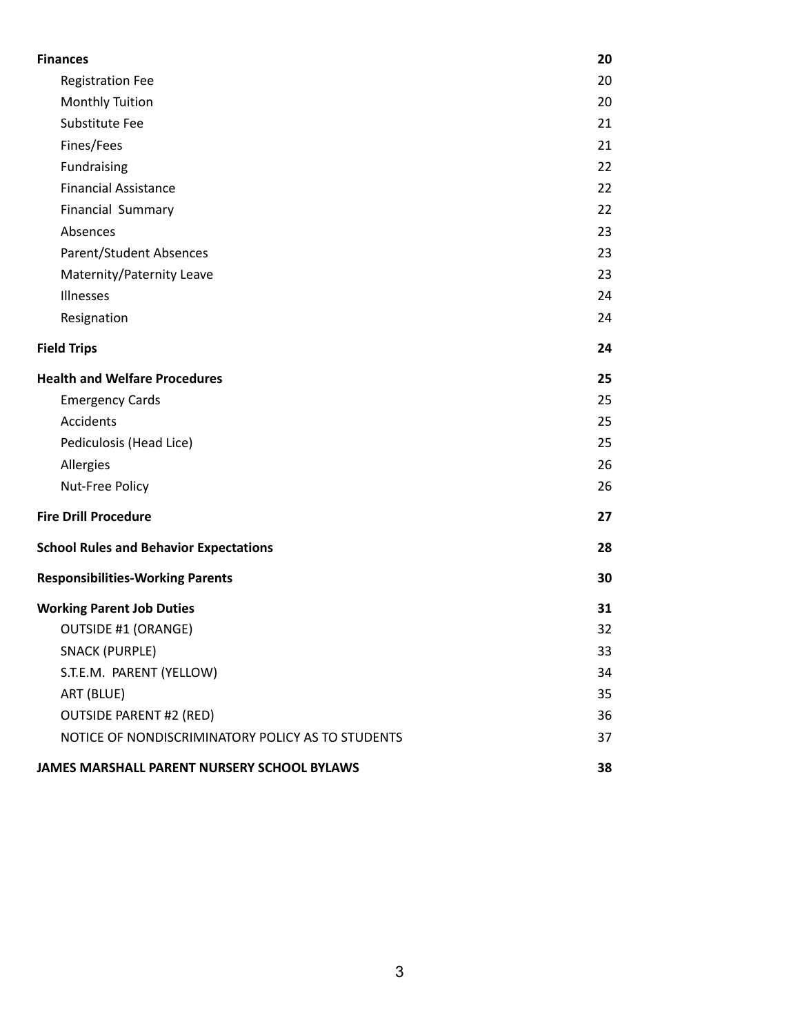| | |
|---|---|
| **Finances** | **20** |
| Registration Fee | 20 |
| Monthly Tuition | 20 |
| Substitute Fee | 21 |
| Fines/Fees | 21 |
| Fundraising | 22 |
| Financial Assistance | 22 |
| Financial Summary | 22 |
| Absences | 23 |
| Parent/Student Absences | 23 |
| Maternity/Paternity Leave | 23 |
| Illnesses | 24 |
| Resignation | 24 |
| **Field Trips** | **24** |
| **Health and Welfare Procedures** | **25** |
| Emergency Cards | 25 |
| Accidents | 25 |
| Pediculosis (Head Lice) | 25 |
| Allergies | 26 |
| Nut-Free Policy | 26 |
| **Fire Drill Procedure** | **27** |
| **School Rules and Behavior Expectations** | **28** |
| **Responsibilities-Working Parents** | **30** |
| **Working Parent Job Duties** | **31** |
| OUTSIDE #1 (ORANGE) | 32 |
| SNACK (PURPLE) | 33 |
| S.T.E.M. PARENT (YELLOW) | 34 |
| ART (BLUE) | 35 |
| OUTSIDE PARENT #2 (RED) | 36 |
| NOTICE OF NONDISCRIMINATORY POLICY AS TO STUDENTS | 37 |
| **JAMES MARSHALL PARENT NURSERY SCHOOL BYLAWS** | **38** |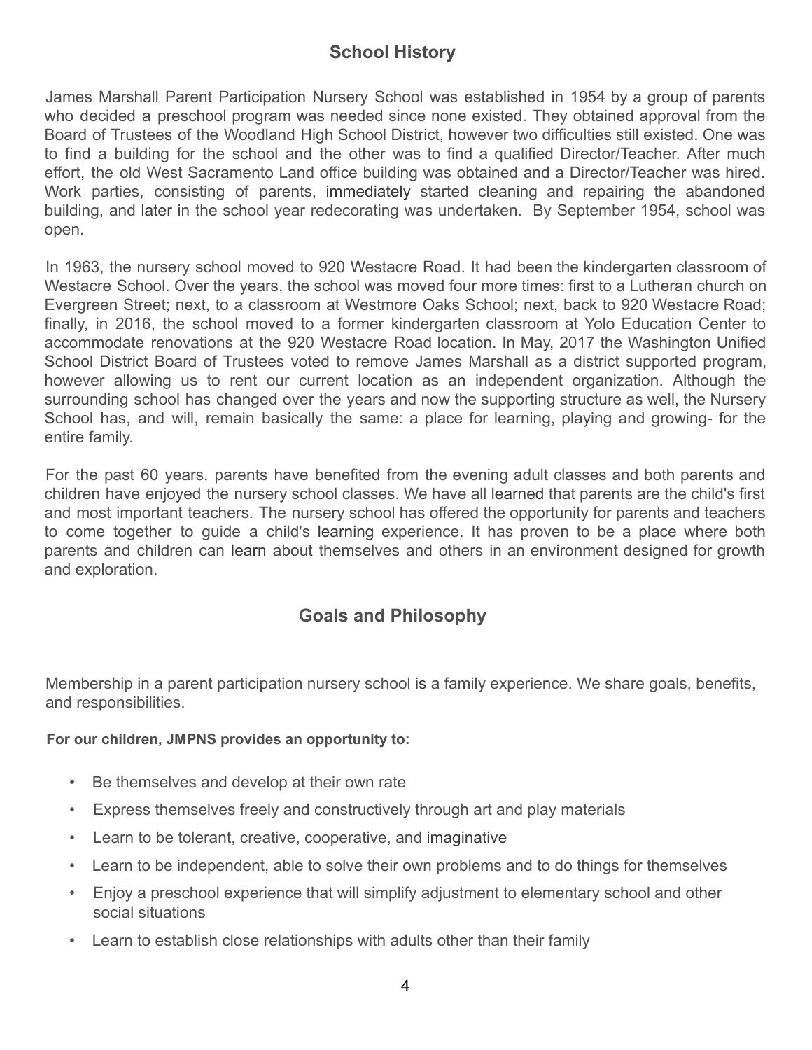## School History

James Marshall Parent Participation Nursery School was established in 1954 by a group of parents who decided a preschool program was needed since none existed. They obtained approval from the Board of Trustees of the Woodland High School District, however two difficulties still existed. One was to find a building for the school and the other was to find a qualified Director/Teacher. After much effort, the old West Sacramento Land office building was obtained and a Director/Teacher was hired. Work parties, consisting of parents, immediately started cleaning and repairing the abandoned building, and later in the school year redecorating was undertaken. By September 1954, school was open.

In 1963, the nursery school moved to 920 Westacre Road. It had been the kindergarten classroom of Westacre School. Over the years, the school was moved four more times: first to a Lutheran church on Evergreen Street; next, to a classroom at Westmore Oaks School; next, back to 920 Westacre Road; finally, in 2016, the school moved to a former kindergarten classroom at Yolo Education Center to accommodate renovations at the 920 Westacre Road location. In May, 2017 the Washington Unified School District Board of Trustees voted to remove James Marshall as a district supported program, however allowing us to rent our current location as an independent organization. Although the surrounding school has changed over the years and now the supporting structure as well, the Nursery School has, and will, remain basically the same: a place for learning, playing and growing- for the entire family.

For the past 60 years, parents have benefited from the evening adult classes and both parents and children have enjoyed the nursery school classes. We have all learned that parents are the child's first and most important teachers. The nursery school has offered the opportunity for parents and teachers to come together to guide a child's learning experience. It has proven to be a place where both parents and children can learn about themselves and others in an environment designed for growth and exploration.

## Goals and Philosophy

Membership in a parent participation nursery school is a family experience. We share goals, benefits, and responsibilities.

**For our children, JMPNS provides an opportunity to:**

- Be themselves and develop at their own rate
- Express themselves freely and constructively through art and play materials
- Learn to be tolerant, creative, cooperative, and imaginative
- Learn to be independent, able to solve their own problems and to do things for themselves
- Enjoy a preschool experience that will simplify adjustment to elementary school and other social situations
- Learn to establish close relationships with adults other than their family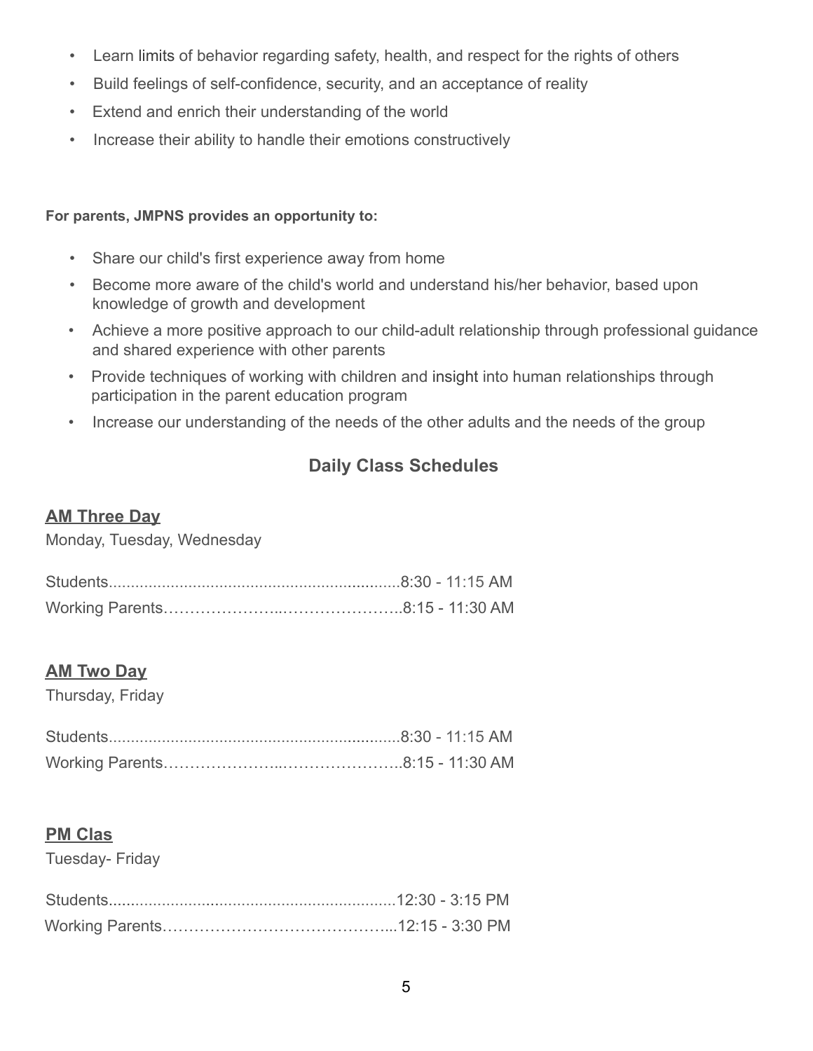- Learn limits of behavior regarding safety, health, and respect for the rights of others
- Build feelings of self-confidence, security, and an acceptance of reality
- Extend and enrich their understanding of the world
- Increase their ability to handle their emotions constructively

**For parents, JMPNS provides an opportunity to:**

- Share our child's first experience away from home
- Become more aware of the child's world and understand his/her behavior, based upon knowledge of growth and development
- Achieve a more positive approach to our child-adult relationship through professional guidance and shared experience with other parents
- Provide techniques of working with children and insight into human relationships through participation in the parent education program
- Increase our understanding of the needs of the other adults and the needs of the group

## Daily Class Schedules

### AM Three Day

Monday, Tuesday, Wednesday

Students.................................................................8:30 - 11:15 AM
Working Parents……………………..…………………..8:15 - 11:30 AM

### AM Two Day

Thursday, Friday

Students.................................................................8:30 - 11:15 AM
Working Parents……………………..…………………..8:15 - 11:30 AM

### PM Clas

Tuesday- Friday

Students................................................................12:30 - 3:15 PM
Working Parents…………………………….……….....12:15 - 3:30 PM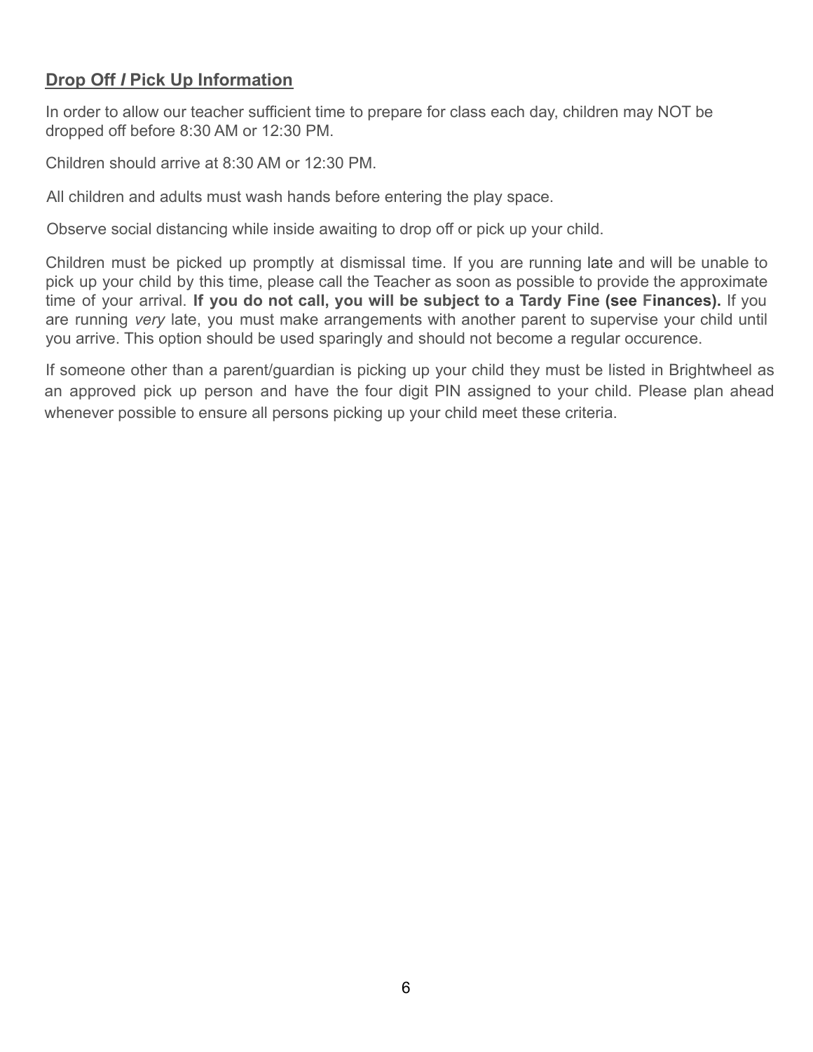## Drop Off / Pick Up Information

In order to allow our teacher sufficient time to prepare for class each day, children may NOT be dropped off before 8:30 AM or 12:30 PM.

Children should arrive at 8:30 AM or 12:30 PM.

All children and adults must wash hands before entering the play space.

Observe social distancing while inside awaiting to drop off or pick up your child.

Children must be picked up promptly at dismissal time. If you are running late and will be unable to pick up your child by this time, please call the Teacher as soon as possible to provide the approximate time of your arrival. **If you do not call, you will be subject to a Tardy Fine (see Finances).** If you are running *very* late, you must make arrangements with another parent to supervise your child until you arrive. This option should be used sparingly and should not become a regular occurence.

If someone other than a parent/guardian is picking up your child they must be listed in Brightwheel as an approved pick up person and have the four digit PIN assigned to your child. Please plan ahead whenever possible to ensure all persons picking up your child meet these criteria.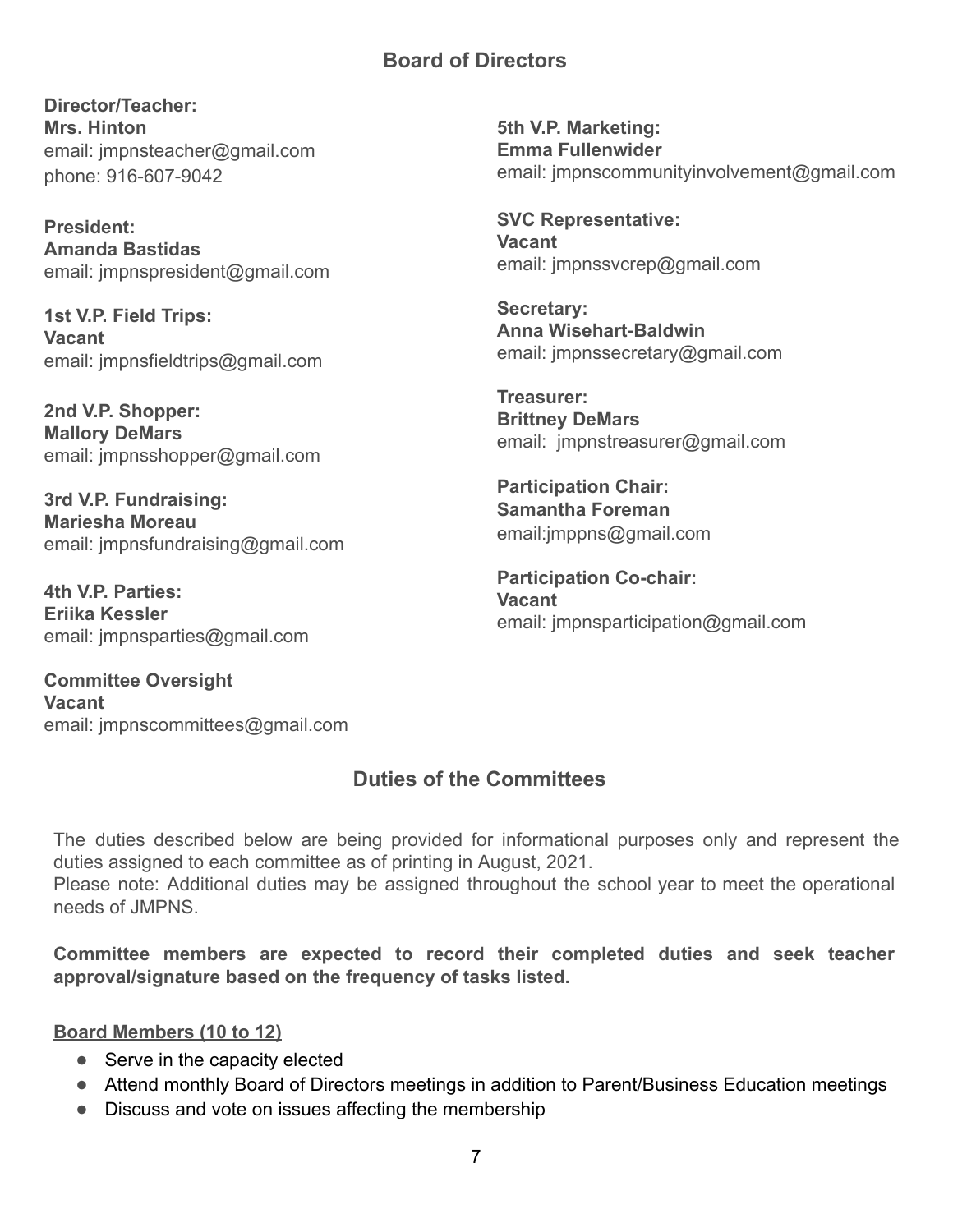## Board of Directors

**Director/Teacher:**
**Mrs. Hinton**
email: jmpnsteacher@gmail.com
phone: 916-607-9042

**President:**
**Amanda Bastidas**
email: jmpnspresident@gmail.com

**1st V.P. Field Trips:**
**Vacant**
email: jmpnsfieldtrips@gmail.com

**2nd V.P. Shopper:**
**Mallory DeMars**
email: jmpnsshopper@gmail.com

**3rd V.P. Fundraising:**
**Mariesha Moreau**
email: jmpnsfundraising@gmail.com

**4th V.P. Parties:**
**Eriika Kessler**
email: jmpnsparties@gmail.com

**Committee Oversight**
**Vacant**
email: jmpnscommittees@gmail.com

**5th V.P. Marketing:**
**Emma Fullenwider**
email: jmpnscommunityinvolvement@gmail.com

**SVC Representative:**
**Vacant**
email: jmpnssvcrep@gmail.com

**Secretary:**
**Anna Wisehart-Baldwin**
email: jmpnssecretary@gmail.com

**Treasurer:**
**Brittney DeMars**
email: jmpnstreasurer@gmail.com

**Participation Chair:**
**Samantha Foreman**
email:jmppns@gmail.com

**Participation Co-chair:**
**Vacant**
email: jmpnsparticipation@gmail.com

## Duties of the Committees

The duties described below are being provided for informational purposes only and represent the duties assigned to each committee as of printing in August, 2021.
Please note: Additional duties may be assigned throughout the school year to meet the operational needs of JMPNS.

**Committee members are expected to record their completed duties and seek teacher approval/signature based on the frequency of tasks listed.**

**Board Members (10 to 12)**

- Serve in the capacity elected
- Attend monthly Board of Directors meetings in addition to Parent/Business Education meetings
- Discuss and vote on issues affecting the membership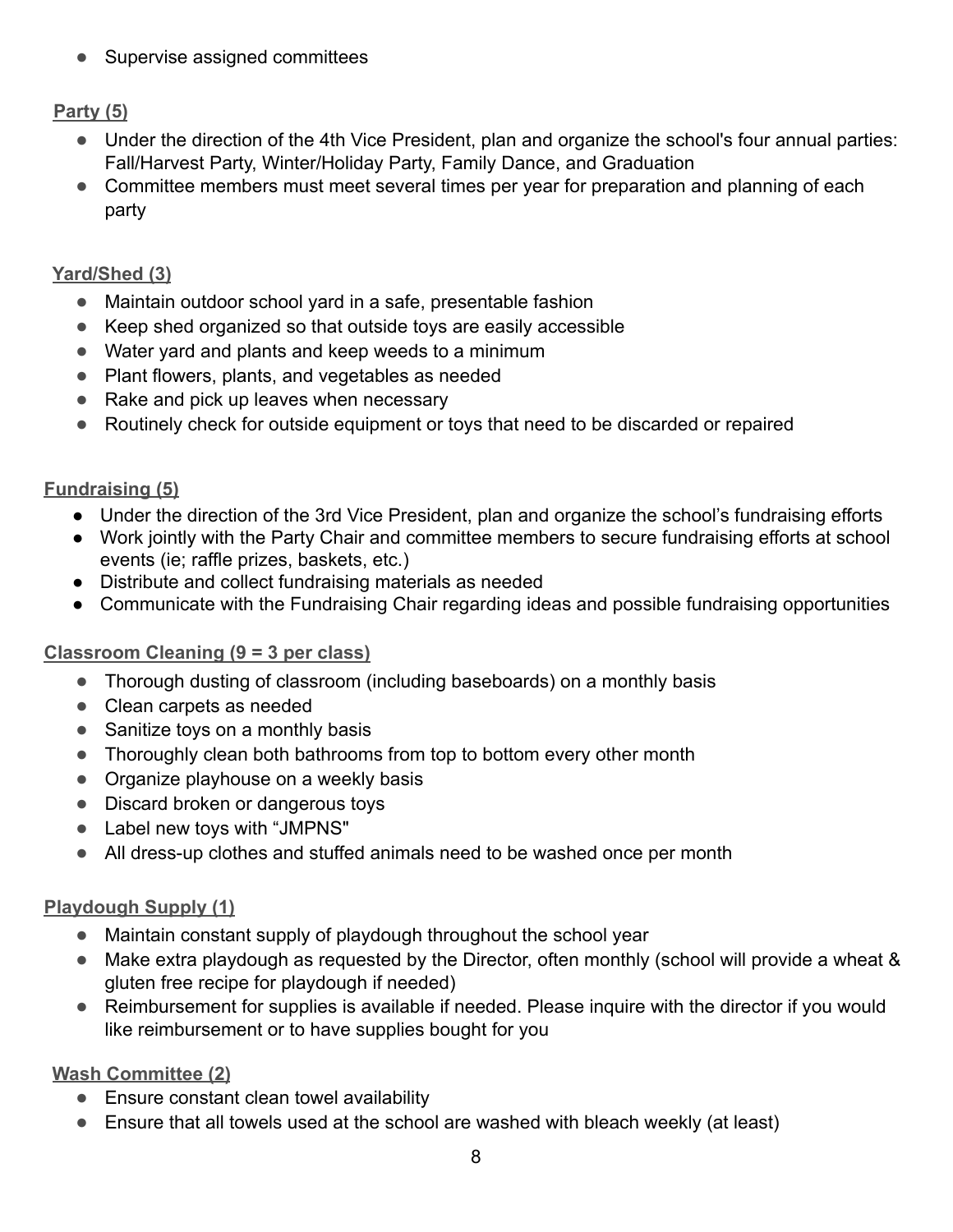- Supervise assigned committees

**Party (5)**

- Under the direction of the 4th Vice President, plan and organize the school's four annual parties: Fall/Harvest Party, Winter/Holiday Party, Family Dance, and Graduation
- Committee members must meet several times per year for preparation and planning of each party

**Yard/Shed (3)**

- Maintain outdoor school yard in a safe, presentable fashion
- Keep shed organized so that outside toys are easily accessible
- Water yard and plants and keep weeds to a minimum
- Plant flowers, plants, and vegetables as needed
- Rake and pick up leaves when necessary
- Routinely check for outside equipment or toys that need to be discarded or repaired

**Fundraising (5)**

- Under the direction of the 3rd Vice President, plan and organize the school's fundraising efforts
- Work jointly with the Party Chair and committee members to secure fundraising efforts at school events (ie; raffle prizes, baskets, etc.)
- Distribute and collect fundraising materials as needed
- Communicate with the Fundraising Chair regarding ideas and possible fundraising opportunities

**Classroom Cleaning (9 = 3 per class)**

- Thorough dusting of classroom (including baseboards) on a monthly basis
- Clean carpets as needed
- Sanitize toys on a monthly basis
- Thoroughly clean both bathrooms from top to bottom every other month
- Organize playhouse on a weekly basis
- Discard broken or dangerous toys
- Label new toys with "JMPNS"
- All dress-up clothes and stuffed animals need to be washed once per month

**Playdough Supply (1)**

- Maintain constant supply of playdough throughout the school year
- Make extra playdough as requested by the Director, often monthly (school will provide a wheat & gluten free recipe for playdough if needed)
- Reimbursement for supplies is available if needed. Please inquire with the director if you would like reimbursement or to have supplies bought for you

**Wash Committee (2)**

- Ensure constant clean towel availability
- Ensure that all towels used at the school are washed with bleach weekly (at least)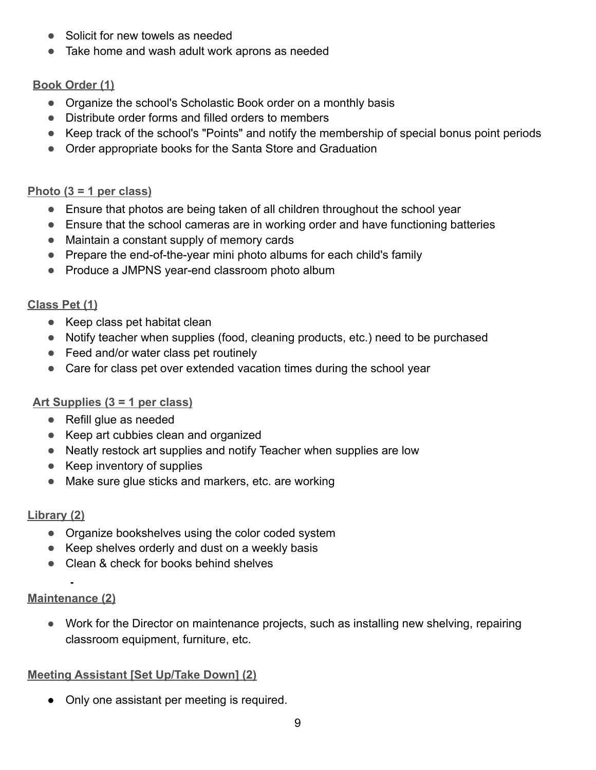- Solicit for new towels as needed
- Take home and wash adult work aprons as needed

**Book Order (1)**

- Organize the school's Scholastic Book order on a monthly basis
- Distribute order forms and filled orders to members
- Keep track of the school's "Points" and notify the membership of special bonus point periods
- Order appropriate books for the Santa Store and Graduation

**Photo (3 = 1 per class)**

- Ensure that photos are being taken of all children throughout the school year
- Ensure that the school cameras are in working order and have functioning batteries
- Maintain a constant supply of memory cards
- Prepare the end-of-the-year mini photo albums for each child's family
- Produce a JMPNS year-end classroom photo album

**Class Pet (1)**

- Keep class pet habitat clean
- Notify teacher when supplies (food, cleaning products, etc.) need to be purchased
- Feed and/or water class pet routinely
- Care for class pet over extended vacation times during the school year

**Art Supplies (3 = 1 per class)**

- Refill glue as needed
- Keep art cubbies clean and organized
- Neatly restock art supplies and notify Teacher when supplies are low
- Keep inventory of supplies
- Make sure glue sticks and markers, etc. are working

**Library (2)**

- Organize bookshelves using the color coded system
- Keep shelves orderly and dust on a weekly basis
- Clean & check for books behind shelves

**Maintenance (2)**

- Work for the Director on maintenance projects, such as installing new shelving, repairing classroom equipment, furniture, etc.

**Meeting Assistant [Set Up/Take Down] (2)**

- Only one assistant per meeting is required.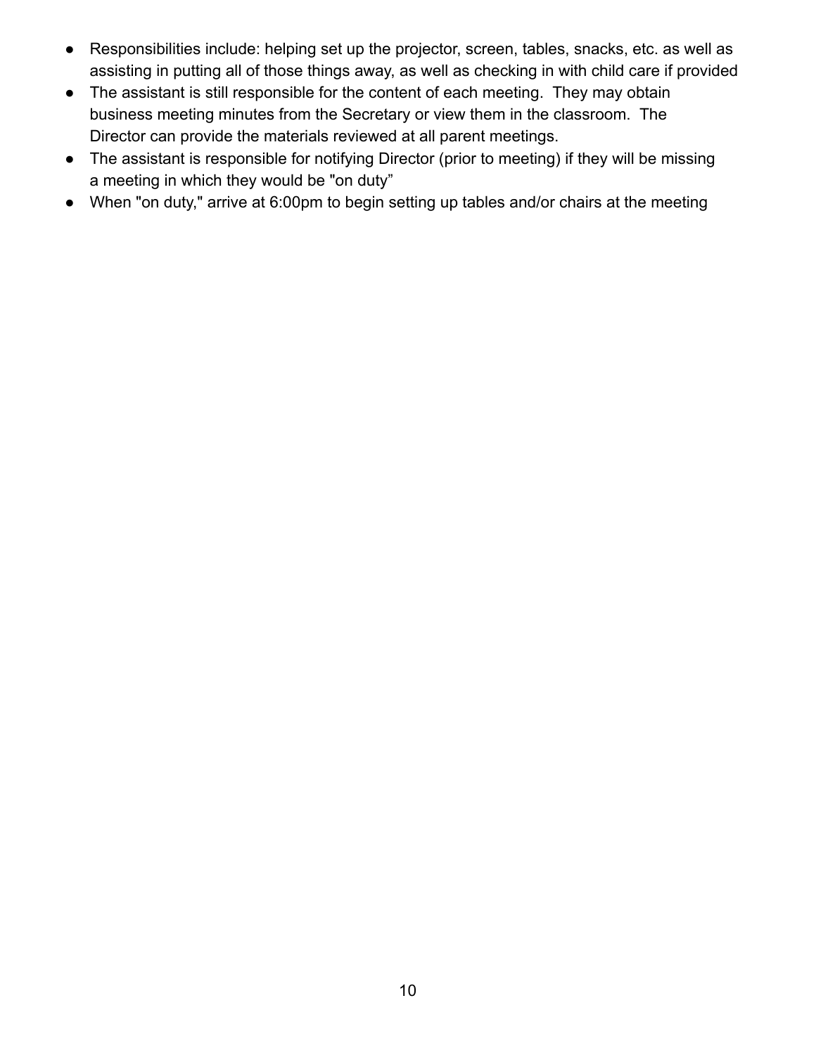- Responsibilities include: helping set up the projector, screen, tables, snacks, etc. as well as assisting in putting all of those things away, as well as checking in with child care if provided
- The assistant is still responsible for the content of each meeting. They may obtain business meeting minutes from the Secretary or view them in the classroom. The Director can provide the materials reviewed at all parent meetings.
- The assistant is responsible for notifying Director (prior to meeting) if they will be missing a meeting in which they would be "on duty"
- When "on duty," arrive at 6:00pm to begin setting up tables and/or chairs at the meeting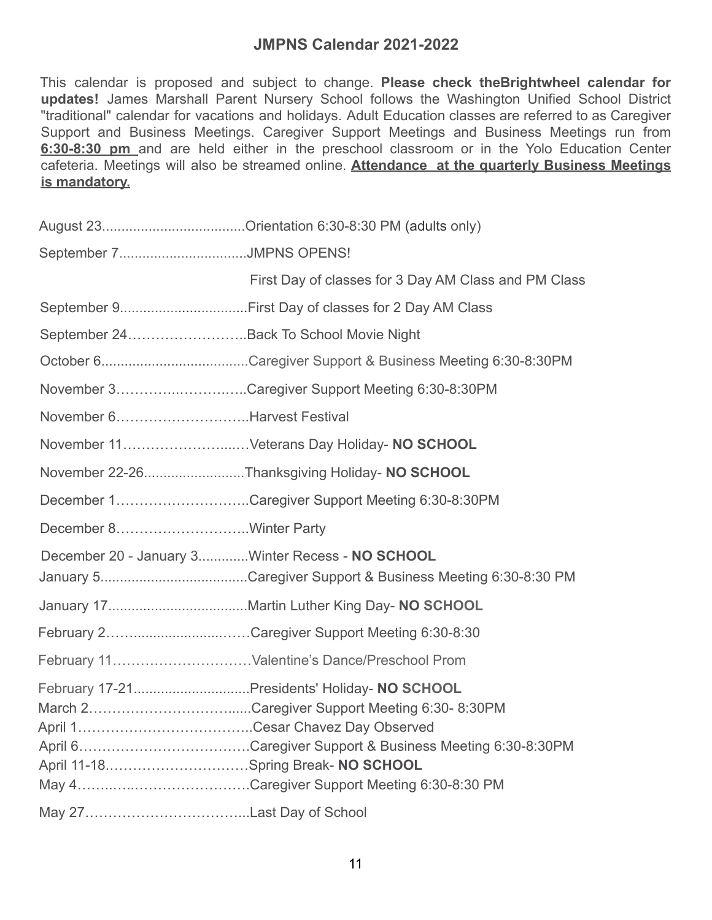## JMPNS Calendar 2021-2022

This calendar is proposed and subject to change. **Please check theBrightwheel calendar for updates!** James Marshall Parent Nursery School follows the Washington Unified School District "traditional" calendar for vacations and holidays. Adult Education classes are referred to as Caregiver Support and Business Meetings. Caregiver Support Meetings and Business Meetings run from **6:30-8:30 pm** and are held either in the preschool classroom or in the Yolo Education Center cafeteria. Meetings will also be streamed online. **Attendance at the quarterly Business Meetings is mandatory.**

August 23....................................Orientation 6:30-8:30 PM (adults only)

September 7................................JMPNS OPENS!

First Day of classes for 3 Day AM Class and PM Class

September 9................................First Day of classes for 2 Day AM Class

September 24……………………..Back To School Movie Night

October 6.....................................Caregiver Support & Business Meeting 6:30-8:30PM

November 3………….………..…..Caregiver Support Meeting 6:30-8:30PM

November 6………………………..Harvest Festival

November 11……………………...…Veterans Day Holiday- **NO SCHOOL**

November 22-26.........................Thanksgiving Holiday- **NO SCHOOL**

December 1………………………..Caregiver Support Meeting 6:30-8:30PM

December 8………………………..Winter Party

December 20 - January 3............Winter Recess - **NO SCHOOL**

January 5.....................................Caregiver Support & Business Meeting 6:30-8:30 PM

January 17...................................Martin Luther King Day- **NO SCHOOL**

February 2……..........................……Caregiver Support Meeting 6:30-8:30

February 11…………………………Valentine's Dance/Preschool Prom

February 17-21.............................Presidents' Holiday- **NO SCHOOL**

March 2…………………………......Caregiver Support Meeting 6:30- 8:30PM

April 1………………………………..Cesar Chavez Day Observed

April 6………………………………Caregiver Support & Business Meeting 6:30-8:30PM

April 11-18.…………………………Spring Break- **NO SCHOOL**

May 4……..….………………………Caregiver Support Meeting 6:30-8:30 PM

May 27……………………………...Last Day of School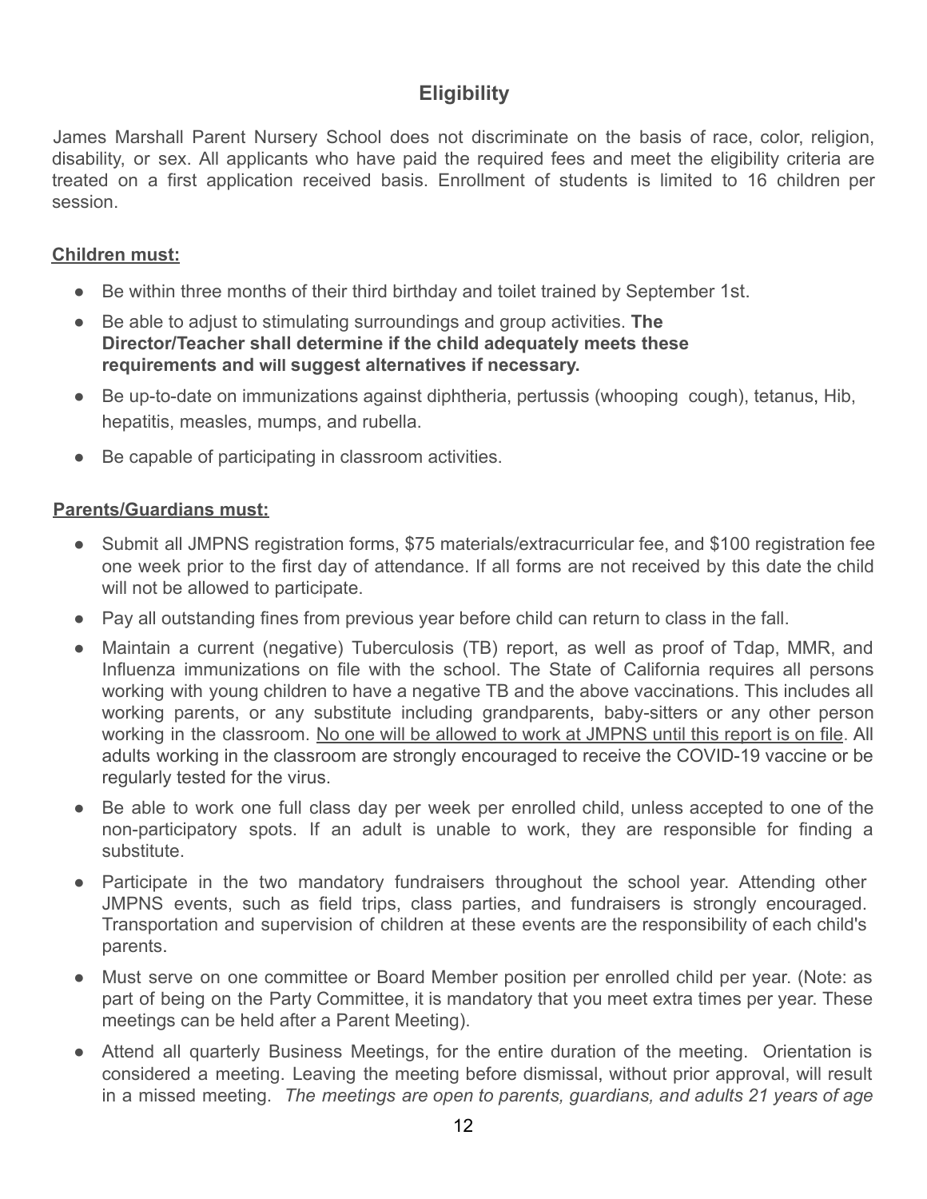## Eligibility

James Marshall Parent Nursery School does not discriminate on the basis of race, color, religion, disability, or sex. All applicants who have paid the required fees and meet the eligibility criteria are treated on a first application received basis. Enrollment of students is limited to 16 children per session.

<u>**Children must:**</u>

- Be within three months of their third birthday and toilet trained by September 1st.
- Be able to adjust to stimulating surroundings and group activities. **The Director/Teacher shall determine if the child adequately meets these requirements and will suggest alternatives if necessary.**
- Be up-to-date on immunizations against diphtheria, pertussis (whooping cough), tetanus, Hib, hepatitis, measles, mumps, and rubella.
- Be capable of participating in classroom activities.

<u>**Parents/Guardians must:**</u>

- Submit all JMPNS registration forms, $75 materials/extracurricular fee, and $100 registration fee one week prior to the first day of attendance. If all forms are not received by this date the child will not be allowed to participate.
- Pay all outstanding fines from previous year before child can return to class in the fall.
- Maintain a current (negative) Tuberculosis (TB) report, as well as proof of Tdap, MMR, and Influenza immunizations on file with the school. The State of California requires all persons working with young children to have a negative TB and the above vaccinations. This includes all working parents, or any substitute including grandparents, baby-sitters or any other person working in the classroom. <u>No one will be allowed to work at JMPNS until this report is on file</u>. All adults working in the classroom are strongly encouraged to receive the COVID-19 vaccine or be regularly tested for the virus.
- Be able to work one full class day per week per enrolled child, unless accepted to one of the non-participatory spots. If an adult is unable to work, they are responsible for finding a substitute.
- Participate in the two mandatory fundraisers throughout the school year. Attending other JMPNS events, such as field trips, class parties, and fundraisers is strongly encouraged. Transportation and supervision of children at these events are the responsibility of each child's parents.
- Must serve on one committee or Board Member position per enrolled child per year. (Note: as part of being on the Party Committee, it is mandatory that you meet extra times per year. These meetings can be held after a Parent Meeting).
- Attend all quarterly Business Meetings, for the entire duration of the meeting. Orientation is considered a meeting. Leaving the meeting before dismissal, without prior approval, will result in a missed meeting. *The meetings are open to parents, guardians, and adults 21 years of age*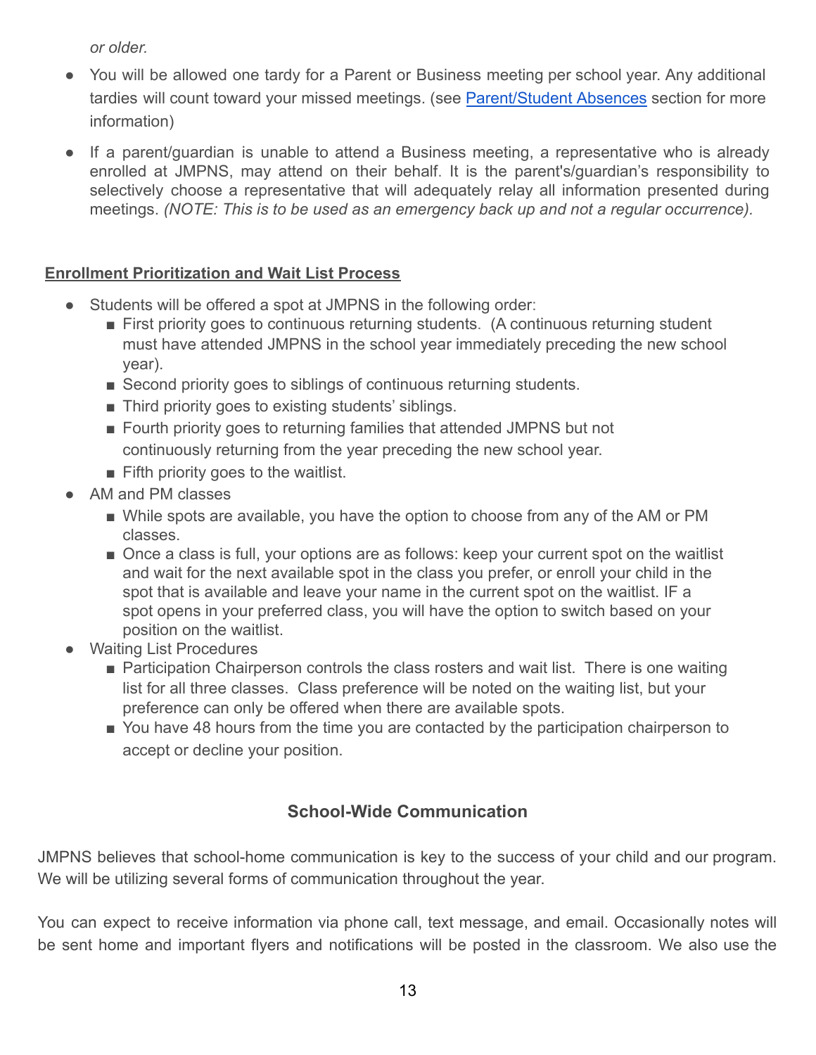*or older.*

- You will be allowed one tardy for a Parent or Business meeting per school year. Any additional tardies will count toward your missed meetings. (see [Parent/Student Absences]() section for more information)
- If a parent/guardian is unable to attend a Business meeting, a representative who is already enrolled at JMPNS, may attend on their behalf. It is the parent's/guardian's responsibility to selectively choose a representative that will adequately relay all information presented during meetings. *(NOTE: This is to be used as an emergency back up and not a regular occurrence).*

**Enrollment Prioritization and Wait List Process**

- Students will be offered a spot at JMPNS in the following order:
  - First priority goes to continuous returning students. (A continuous returning student must have attended JMPNS in the school year immediately preceding the new school year).
  - Second priority goes to siblings of continuous returning students.
  - Third priority goes to existing students' siblings.
  - Fourth priority goes to returning families that attended JMPNS but not continuously returning from the year preceding the new school year.
  - Fifth priority goes to the waitlist.
- AM and PM classes
  - While spots are available, you have the option to choose from any of the AM or PM classes.
  - Once a class is full, your options are as follows: keep your current spot on the waitlist and wait for the next available spot in the class you prefer, or enroll your child in the spot that is available and leave your name in the current spot on the waitlist. IF a spot opens in your preferred class, you will have the option to switch based on your position on the waitlist.
- Waiting List Procedures
  - Participation Chairperson controls the class rosters and wait list. There is one waiting list for all three classes. Class preference will be noted on the waiting list, but your preference can only be offered when there are available spots.
  - You have 48 hours from the time you are contacted by the participation chairperson to accept or decline your position.

## School-Wide Communication

JMPNS believes that school-home communication is key to the success of your child and our program. We will be utilizing several forms of communication throughout the year.

You can expect to receive information via phone call, text message, and email. Occasionally notes will be sent home and important flyers and notifications will be posted in the classroom. We also use the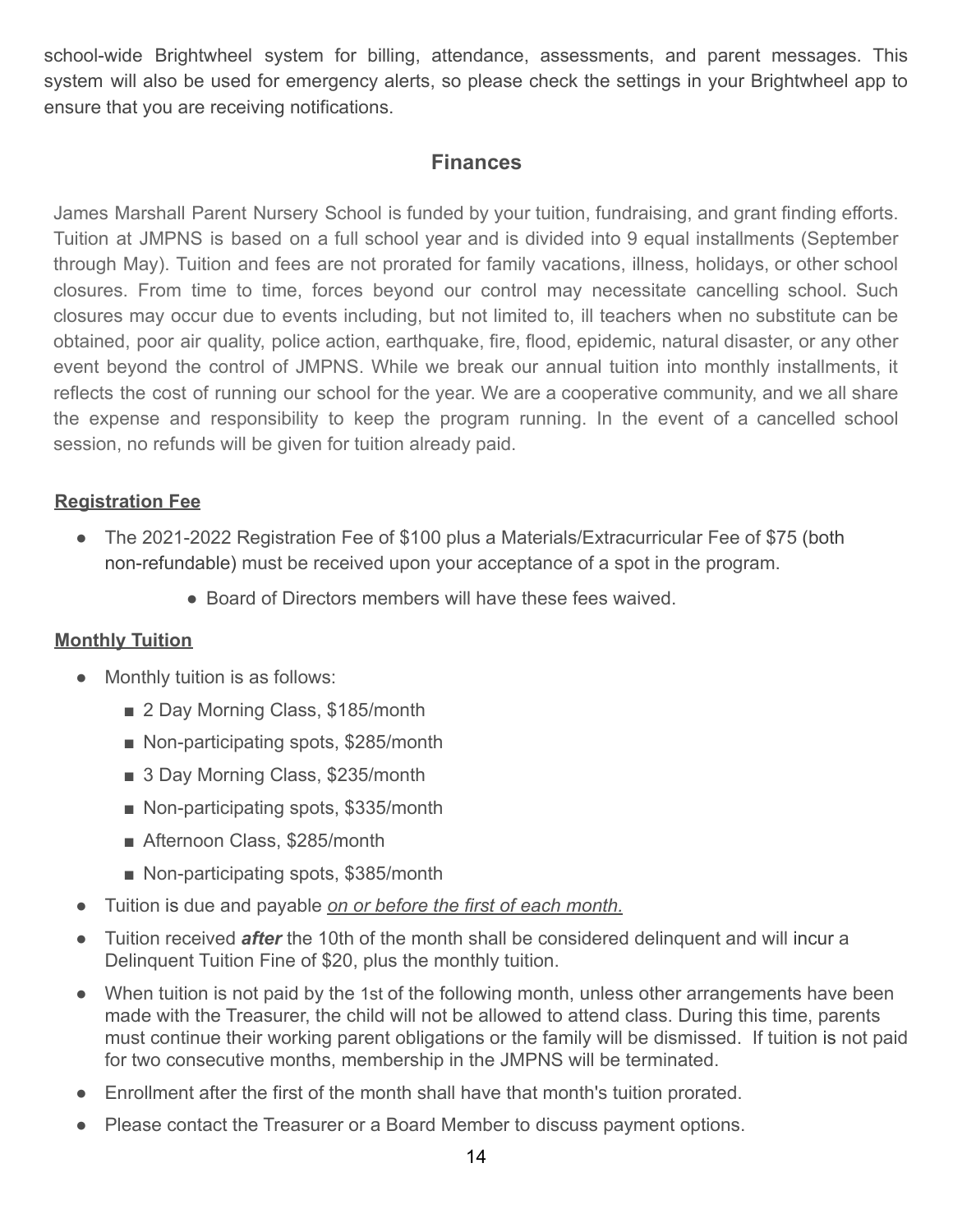school-wide Brightwheel system for billing, attendance, assessments, and parent messages. This system will also be used for emergency alerts, so please check the settings in your Brightwheel app to ensure that you are receiving notifications.

## Finances

James Marshall Parent Nursery School is funded by your tuition, fundraising, and grant finding efforts. Tuition at JMPNS is based on a full school year and is divided into 9 equal installments (September through May). Tuition and fees are not prorated for family vacations, illness, holidays, or other school closures. From time to time, forces beyond our control may necessitate cancelling school. Such closures may occur due to events including, but not limited to, ill teachers when no substitute can be obtained, poor air quality, police action, earthquake, fire, flood, epidemic, natural disaster, or any other event beyond the control of JMPNS. While we break our annual tuition into monthly installments, it reflects the cost of running our school for the year. We are a cooperative community, and we all share the expense and responsibility to keep the program running. In the event of a cancelled school session, no refunds will be given for tuition already paid.

**Registration Fee**

- The 2021-2022 Registration Fee of $100 plus a Materials/Extracurricular Fee of $75 (both non-refundable) must be received upon your acceptance of a spot in the program.
  - Board of Directors members will have these fees waived.

**Monthly Tuition**

- Monthly tuition is as follows:
  - 2 Day Morning Class, $185/month
  - Non-participating spots, $285/month
  - 3 Day Morning Class, $235/month
  - Non-participating spots, $335/month
  - Afternoon Class, $285/month
  - Non-participating spots, $385/month
- Tuition is due and payable *on or before the first of each month.*
- Tuition received ***after*** the 10th of the month shall be considered delinquent and will incur a Delinquent Tuition Fine of $20, plus the monthly tuition.
- When tuition is not paid by the 1st of the following month, unless other arrangements have been made with the Treasurer, the child will not be allowed to attend class. During this time, parents must continue their working parent obligations or the family will be dismissed. If tuition is not paid for two consecutive months, membership in the JMPNS will be terminated.
- Enrollment after the first of the month shall have that month's tuition prorated.
- Please contact the Treasurer or a Board Member to discuss payment options.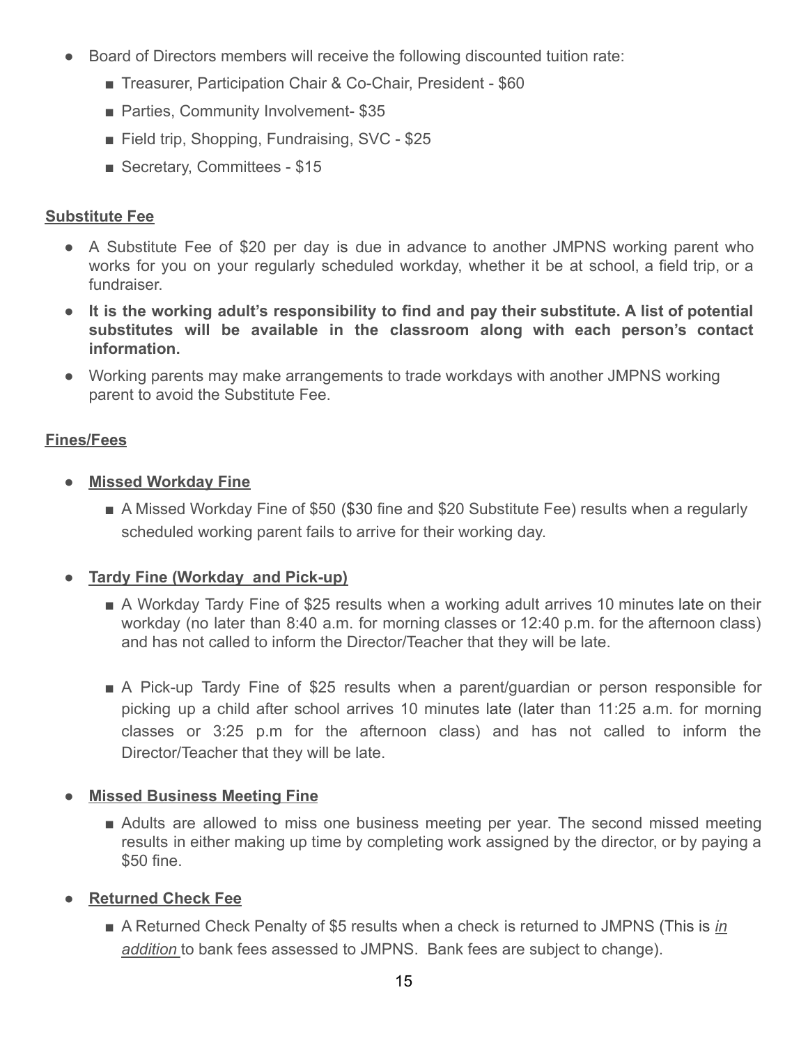- Board of Directors members will receive the following discounted tuition rate:
  - Treasurer, Participation Chair & Co-Chair, President - $60
  - Parties, Community Involvement- $35
  - Field trip, Shopping, Fundraising, SVC - $25
  - Secretary, Committees - $15

**Substitute Fee**

- A Substitute Fee of $20 per day is due in advance to another JMPNS working parent who works for you on your regularly scheduled workday, whether it be at school, a field trip, or a fundraiser.
- **It is the working adult's responsibility to find and pay their substitute. A list of potential substitutes will be available in the classroom along with each person's contact information.**
- Working parents may make arrangements to trade workdays with another JMPNS working parent to avoid the Substitute Fee.

**Fines/Fees**

- **Missed Workday Fine**
  - A Missed Workday Fine of $50 ($30 fine and $20 Substitute Fee) results when a regularly scheduled working parent fails to arrive for their working day.

- **Tardy Fine (Workday and Pick-up)**
  - A Workday Tardy Fine of $25 results when a working adult arrives 10 minutes late on their workday (no later than 8:40 a.m. for morning classes or 12:40 p.m. for the afternoon class) and has not called to inform the Director/Teacher that they will be late.
  - A Pick-up Tardy Fine of $25 results when a parent/guardian or person responsible for picking up a child after school arrives 10 minutes late (later than 11:25 a.m. for morning classes or 3:25 p.m for the afternoon class) and has not called to inform the Director/Teacher that they will be late.

- **Missed Business Meeting Fine**
  - Adults are allowed to miss one business meeting per year. The second missed meeting results in either making up time by completing work assigned by the director, or by paying a $50 fine.

- **Returned Check Fee**
  - A Returned Check Penalty of $5 results when a check is returned to JMPNS (This is *in addition* to bank fees assessed to JMPNS. Bank fees are subject to change).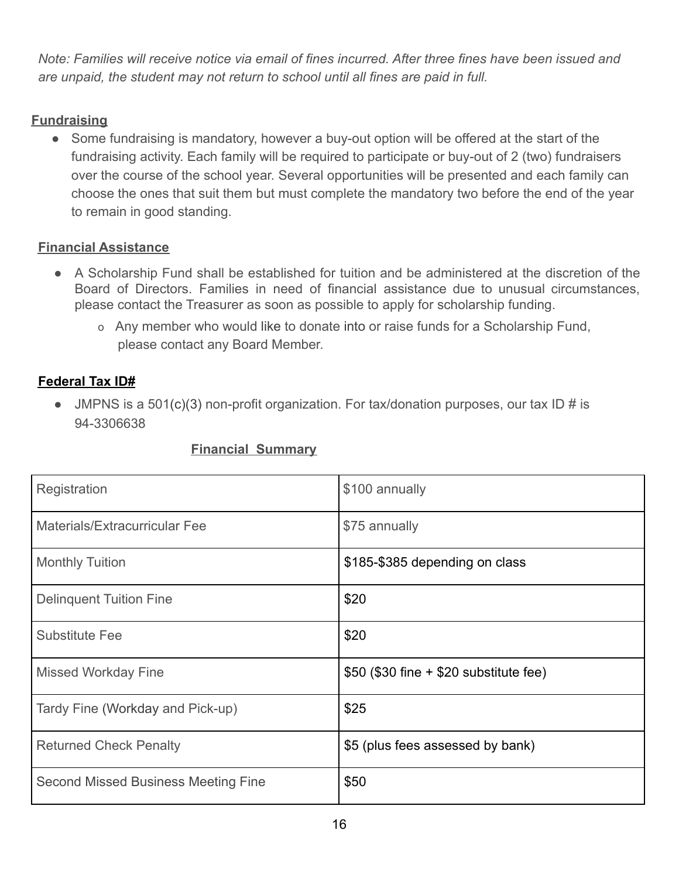*Note: Families will receive notice via email of fines incurred. After three fines have been issued and are unpaid, the student may not return to school until all fines are paid in full.*

## Fundraising

- Some fundraising is mandatory, however a buy-out option will be offered at the start of the fundraising activity. Each family will be required to participate or buy-out of 2 (two) fundraisers over the course of the school year. Several opportunities will be presented and each family can choose the ones that suit them but must complete the mandatory two before the end of the year to remain in good standing.

## Financial Assistance

- A Scholarship Fund shall be established for tuition and be administered at the discretion of the Board of Directors. Families in need of financial assistance due to unusual circumstances, please contact the Treasurer as soon as possible to apply for scholarship funding.
  - Any member who would like to donate into or raise funds for a Scholarship Fund, please contact any Board Member.

## Federal Tax ID#

- JMPNS is a 501(c)(3) non-profit organization. For tax/donation purposes, our tax ID # is 94-3306638

## Financial Summary

| | |
|---|---|
| Registration | $100 annually |
| Materials/Extracurricular Fee | $75 annually |
| Monthly Tuition | $185-$385 depending on class |
| Delinquent Tuition Fine | $20 |
| Substitute Fee | $20 |
| Missed Workday Fine | $50 ($30 fine + $20 substitute fee) |
| Tardy Fine (Workday and Pick-up) | $25 |
| Returned Check Penalty | $5 (plus fees assessed by bank) |
| Second Missed Business Meeting Fine | $50 |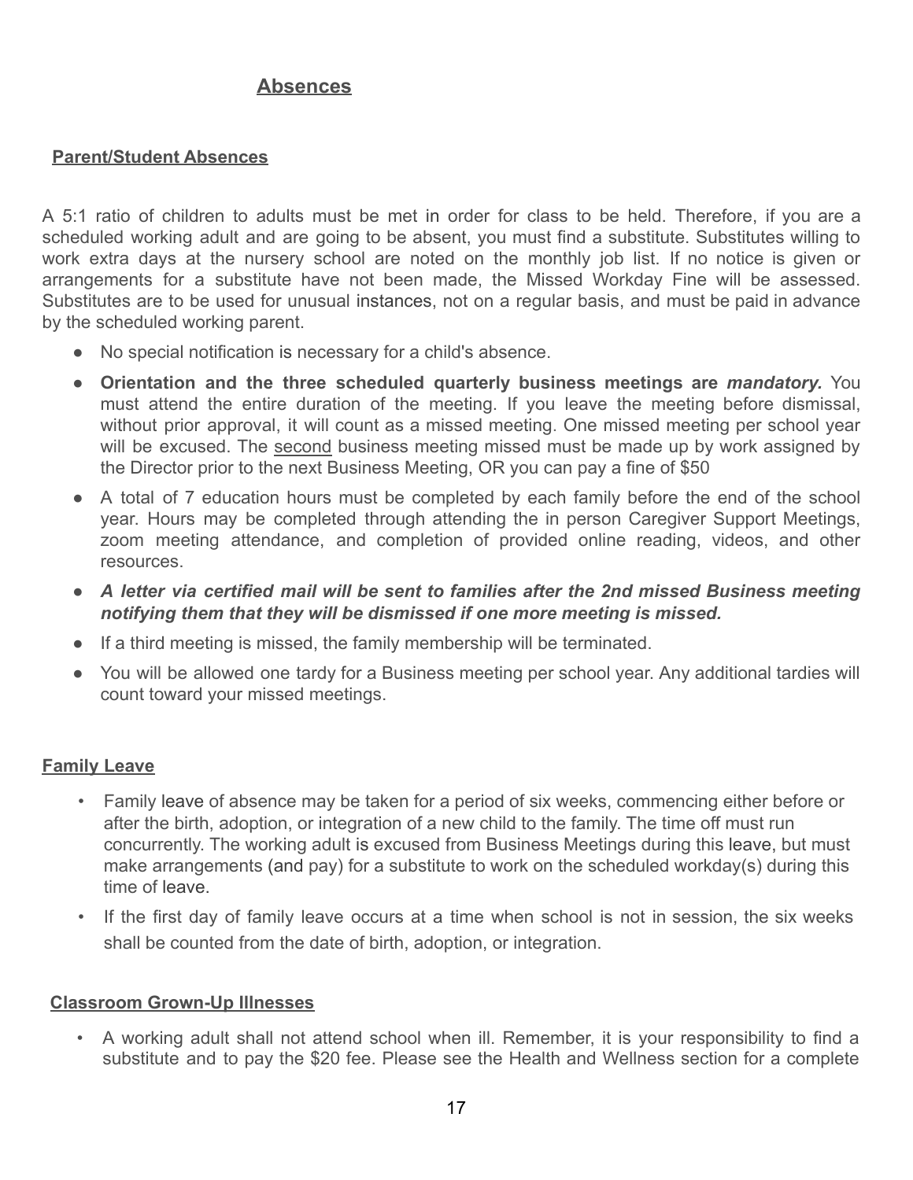## Absences

### Parent/Student Absences

A 5:1 ratio of children to adults must be met in order for class to be held. Therefore, if you are a scheduled working adult and are going to be absent, you must find a substitute. Substitutes willing to work extra days at the nursery school are noted on the monthly job list. If no notice is given or arrangements for a substitute have not been made, the Missed Workday Fine will be assessed. Substitutes are to be used for unusual instances, not on a regular basis, and must be paid in advance by the scheduled working parent.

- No special notification is necessary for a child's absence.
- **Orientation and the three scheduled quarterly business meetings are *mandatory.*** You must attend the entire duration of the meeting. If you leave the meeting before dismissal, without prior approval, it will count as a missed meeting. One missed meeting per school year will be excused. The second business meeting missed must be made up by work assigned by the Director prior to the next Business Meeting, OR you can pay a fine of $50
- A total of 7 education hours must be completed by each family before the end of the school year. Hours may be completed through attending the in person Caregiver Support Meetings, zoom meeting attendance, and completion of provided online reading, videos, and other resources.
- ***A letter via certified mail will be sent to families after the 2nd missed Business meeting notifying them that they will be dismissed if one more meeting is missed.***
- If a third meeting is missed, the family membership will be terminated.
- You will be allowed one tardy for a Business meeting per school year. Any additional tardies will count toward your missed meetings.

### Family Leave

- Family leave of absence may be taken for a period of six weeks, commencing either before or after the birth, adoption, or integration of a new child to the family. The time off must run concurrently. The working adult is excused from Business Meetings during this leave, but must make arrangements (and pay) for a substitute to work on the scheduled workday(s) during this time of leave.
- If the first day of family leave occurs at a time when school is not in session, the six weeks shall be counted from the date of birth, adoption, or integration.

### Classroom Grown-Up Illnesses

- A working adult shall not attend school when ill. Remember, it is your responsibility to find a substitute and to pay the $20 fee. Please see the Health and Wellness section for a complete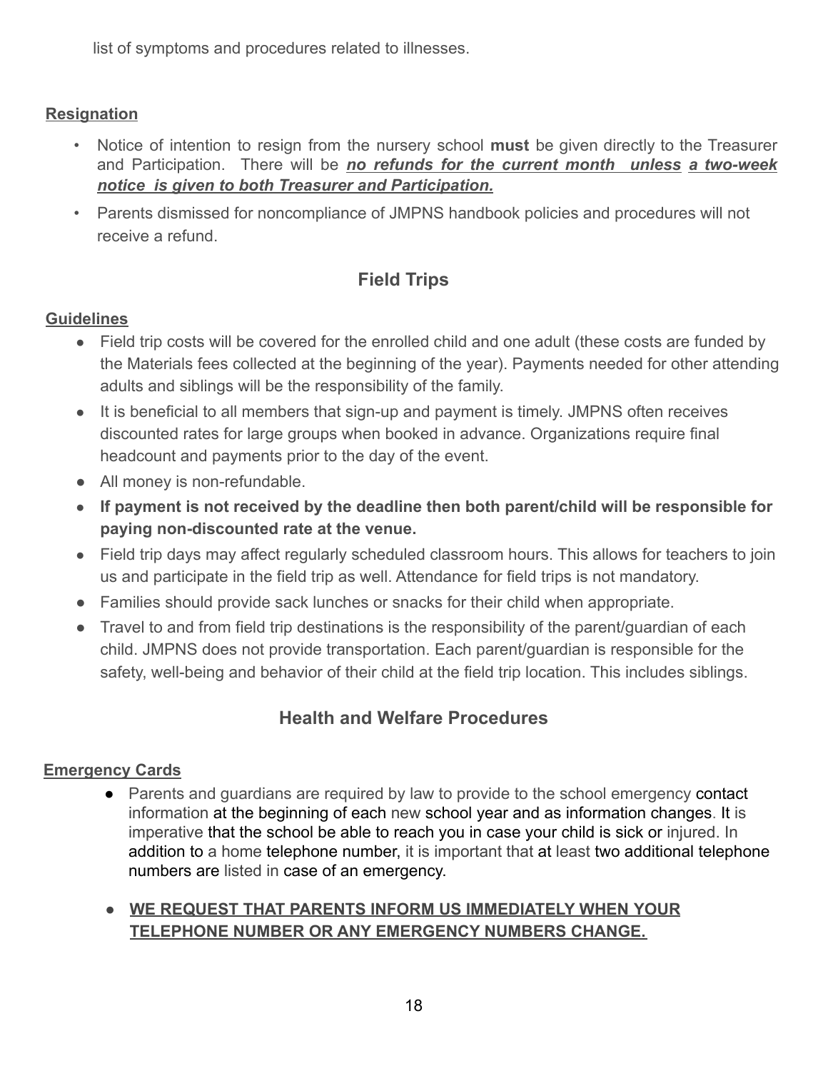list of symptoms and procedures related to illnesses.

**Resignation**

- Notice of intention to resign from the nursery school **must** be given directly to the Treasurer and Participation. There will be ***no refunds for the current month unless a two-week notice is given to both Treasurer and Participation.***
- Parents dismissed for noncompliance of JMPNS handbook policies and procedures will not receive a refund.

## Field Trips

**Guidelines**

- Field trip costs will be covered for the enrolled child and one adult (these costs are funded by the Materials fees collected at the beginning of the year). Payments needed for other attending adults and siblings will be the responsibility of the family.
- It is beneficial to all members that sign-up and payment is timely. JMPNS often receives discounted rates for large groups when booked in advance. Organizations require final headcount and payments prior to the day of the event.
- All money is non-refundable.
- **If payment is not received by the deadline then both parent/child will be responsible for paying non-discounted rate at the venue.**
- Field trip days may affect regularly scheduled classroom hours. This allows for teachers to join us and participate in the field trip as well. Attendance for field trips is not mandatory.
- Families should provide sack lunches or snacks for their child when appropriate.
- Travel to and from field trip destinations is the responsibility of the parent/guardian of each child. JMPNS does not provide transportation. Each parent/guardian is responsible for the safety, well-being and behavior of their child at the field trip location. This includes siblings.

## Health and Welfare Procedures

**Emergency Cards**

- Parents and guardians are required by law to provide to the school emergency contact information at the beginning of each new school year and as information changes. It is imperative that the school be able to reach you in case your child is sick or injured. In addition to a home telephone number, it is important that at least two additional telephone numbers are listed in case of an emergency.

- **WE REQUEST THAT PARENTS INFORM US IMMEDIATELY WHEN YOUR TELEPHONE NUMBER OR ANY EMERGENCY NUMBERS CHANGE.**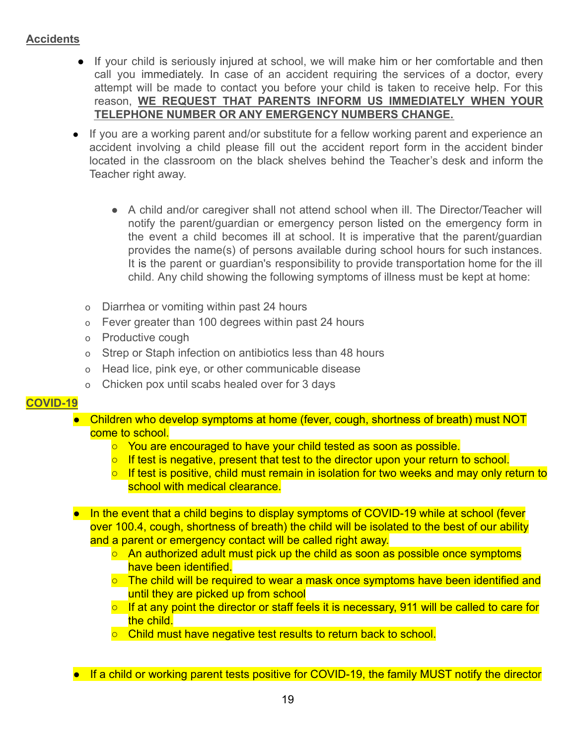## Accidents

- If your child is seriously injured at school, we will make him or her comfortable and then call you immediately. In case of an accident requiring the services of a doctor, every attempt will be made to contact you before your child is taken to receive help. For this reason, **WE REQUEST THAT PARENTS INFORM US IMMEDIATELY WHEN YOUR TELEPHONE NUMBER OR ANY EMERGENCY NUMBERS CHANGE.**

- If you are a working parent and/or substitute for a fellow working parent and experience an accident involving a child please fill out the accident report form in the accident binder located in the classroom on the black shelves behind the Teacher's desk and inform the Teacher right away.

  - A child and/or caregiver shall not attend school when ill. The Director/Teacher will notify the parent/guardian or emergency person listed on the emergency form in the event a child becomes ill at school. It is imperative that the parent/guardian provides the name(s) of persons available during school hours for such instances. It is the parent or guardian's responsibility to provide transportation home for the ill child. Any child showing the following symptoms of illness must be kept at home:

- Diarrhea or vomiting within past 24 hours
- Fever greater than 100 degrees within past 24 hours
- Productive cough
- Strep or Staph infection on antibiotics less than 48 hours
- Head lice, pink eye, or other communicable disease
- Chicken pox until scabs healed over for 3 days

## COVID-19

- Children who develop symptoms at home (fever, cough, shortness of breath) must NOT come to school.
  - You are encouraged to have your child tested as soon as possible.
  - If test is negative, present that test to the director upon your return to school.
  - If test is positive, child must remain in isolation for two weeks and may only return to school with medical clearance.

- In the event that a child begins to display symptoms of COVID-19 while at school (fever over 100.4, cough, shortness of breath) the child will be isolated to the best of our ability and a parent or emergency contact will be called right away.
  - An authorized adult must pick up the child as soon as possible once symptoms have been identified.
  - The child will be required to wear a mask once symptoms have been identified and until they are picked up from school
  - If at any point the director or staff feels it is necessary, 911 will be called to care for the child.
  - Child must have negative test results to return back to school.

- If a child or working parent tests positive for COVID-19, the family MUST notify the director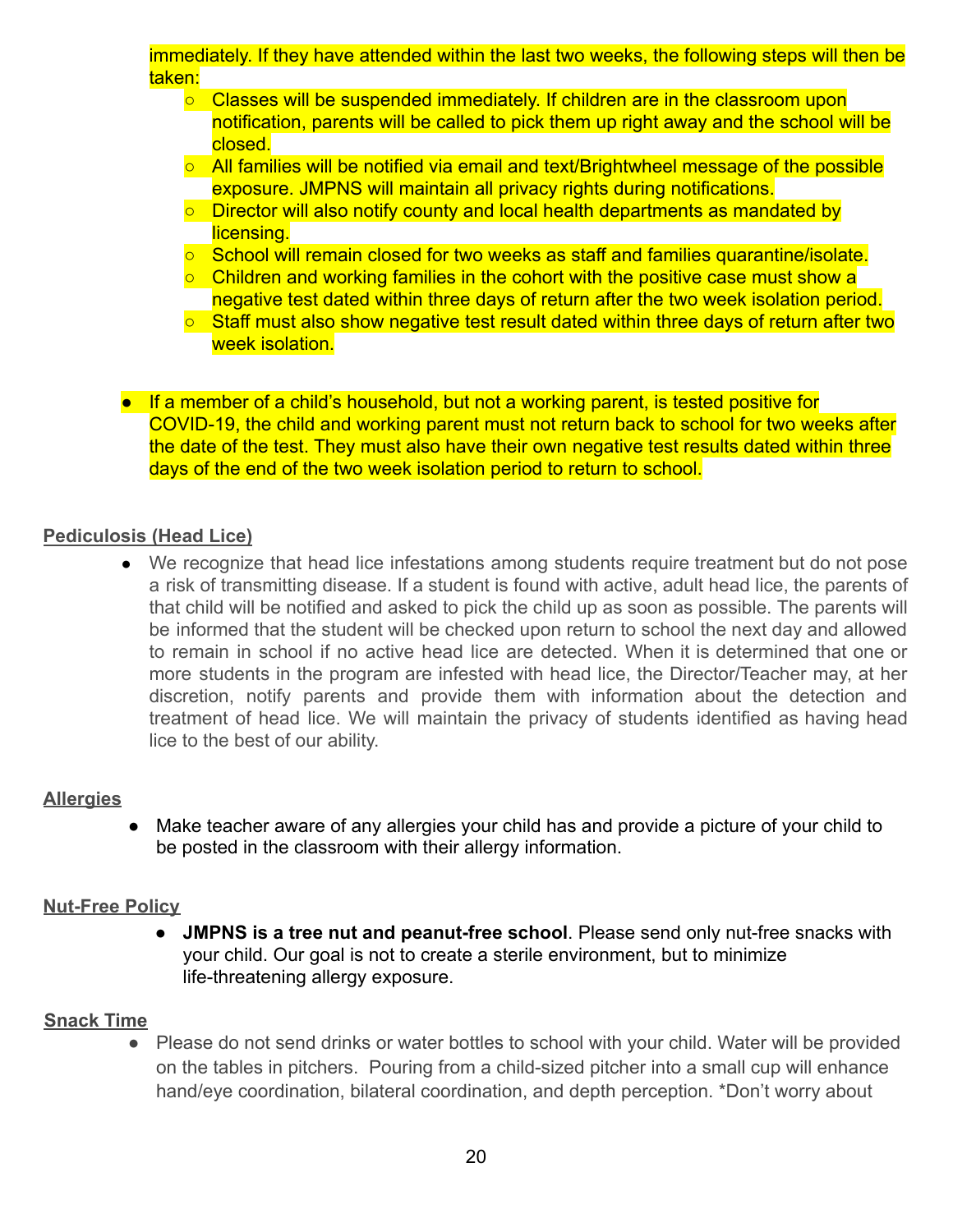immediately. If they have attended within the last two weeks, the following steps will then be taken:

- Classes will be suspended immediately. If children are in the classroom upon notification, parents will be called to pick them up right away and the school will be closed.
- All families will be notified via email and text/Brightwheel message of the possible exposure. JMPNS will maintain all privacy rights during notifications.
- Director will also notify county and local health departments as mandated by licensing.
- School will remain closed for two weeks as staff and families quarantine/isolate.
- Children and working families in the cohort with the positive case must show a negative test dated within three days of return after the two week isolation period.
- Staff must also show negative test result dated within three days of return after two week isolation.

- If a member of a child's household, but not a working parent, is tested positive for COVID-19, the child and working parent must not return back to school for two weeks after the date of the test. They must also have their own negative test results dated within three days of the end of the two week isolation period to return to school.

## Pediculosis (Head Lice)

- We recognize that head lice infestations among students require treatment but do not pose a risk of transmitting disease. If a student is found with active, adult head lice, the parents of that child will be notified and asked to pick the child up as soon as possible. The parents will be informed that the student will be checked upon return to school the next day and allowed to remain in school if no active head lice are detected. When it is determined that one or more students in the program are infested with head lice, the Director/Teacher may, at her discretion, notify parents and provide them with information about the detection and treatment of head lice. We will maintain the privacy of students identified as having head lice to the best of our ability.

## Allergies

- Make teacher aware of any allergies your child has and provide a picture of your child to be posted in the classroom with their allergy information.

## Nut-Free Policy

- **JMPNS is a tree nut and peanut-free school**. Please send only nut-free snacks with your child. Our goal is not to create a sterile environment, but to minimize life-threatening allergy exposure.

## Snack Time

- Please do not send drinks or water bottles to school with your child. Water will be provided on the tables in pitchers. Pouring from a child-sized pitcher into a small cup will enhance hand/eye coordination, bilateral coordination, and depth perception. *Don't worry about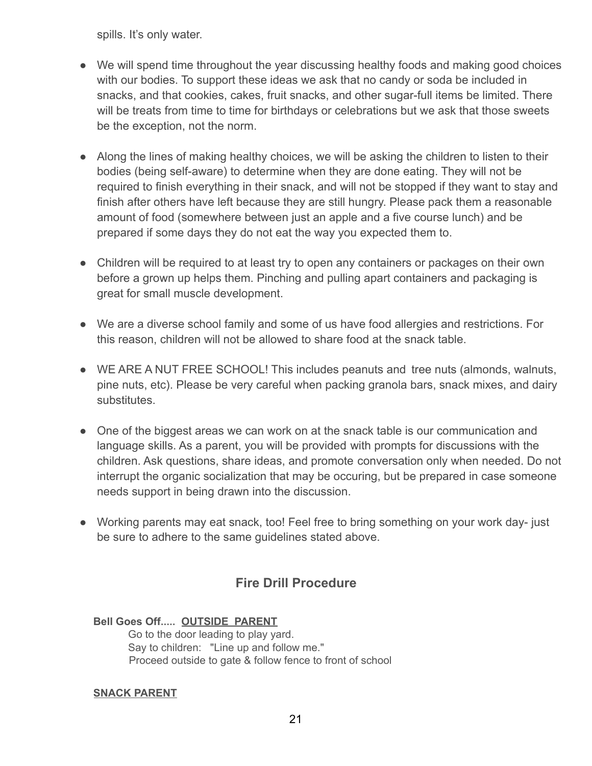spills. It's only water.

- We will spend time throughout the year discussing healthy foods and making good choices with our bodies. To support these ideas we ask that no candy or soda be included in snacks, and that cookies, cakes, fruit snacks, and other sugar-full items be limited. There will be treats from time to time for birthdays or celebrations but we ask that those sweets be the exception, not the norm.

- Along the lines of making healthy choices, we will be asking the children to listen to their bodies (being self-aware) to determine when they are done eating. They will not be required to finish everything in their snack, and will not be stopped if they want to stay and finish after others have left because they are still hungry. Please pack them a reasonable amount of food (somewhere between just an apple and a five course lunch) and be prepared if some days they do not eat the way you expected them to.

- Children will be required to at least try to open any containers or packages on their own before a grown up helps them. Pinching and pulling apart containers and packaging is great for small muscle development.

- We are a diverse school family and some of us have food allergies and restrictions. For this reason, children will not be allowed to share food at the snack table.

- WE ARE A NUT FREE SCHOOL! This includes peanuts and tree nuts (almonds, walnuts, pine nuts, etc). Please be very careful when packing granola bars, snack mixes, and dairy substitutes.

- One of the biggest areas we can work on at the snack table is our communication and language skills. As a parent, you will be provided with prompts for discussions with the children. Ask questions, share ideas, and promote conversation only when needed. Do not interrupt the organic socialization that may be occuring, but be prepared in case someone needs support in being drawn into the discussion.

- Working parents may eat snack, too! Feel free to bring something on your work day- just be sure to adhere to the same guidelines stated above.

## Fire Drill Procedure

**Bell Goes Off..... OUTSIDE PARENT**

Go to the door leading to play yard.
Say to children: "Line up and follow me."
Proceed outside to gate & follow fence to front of school

**SNACK PARENT**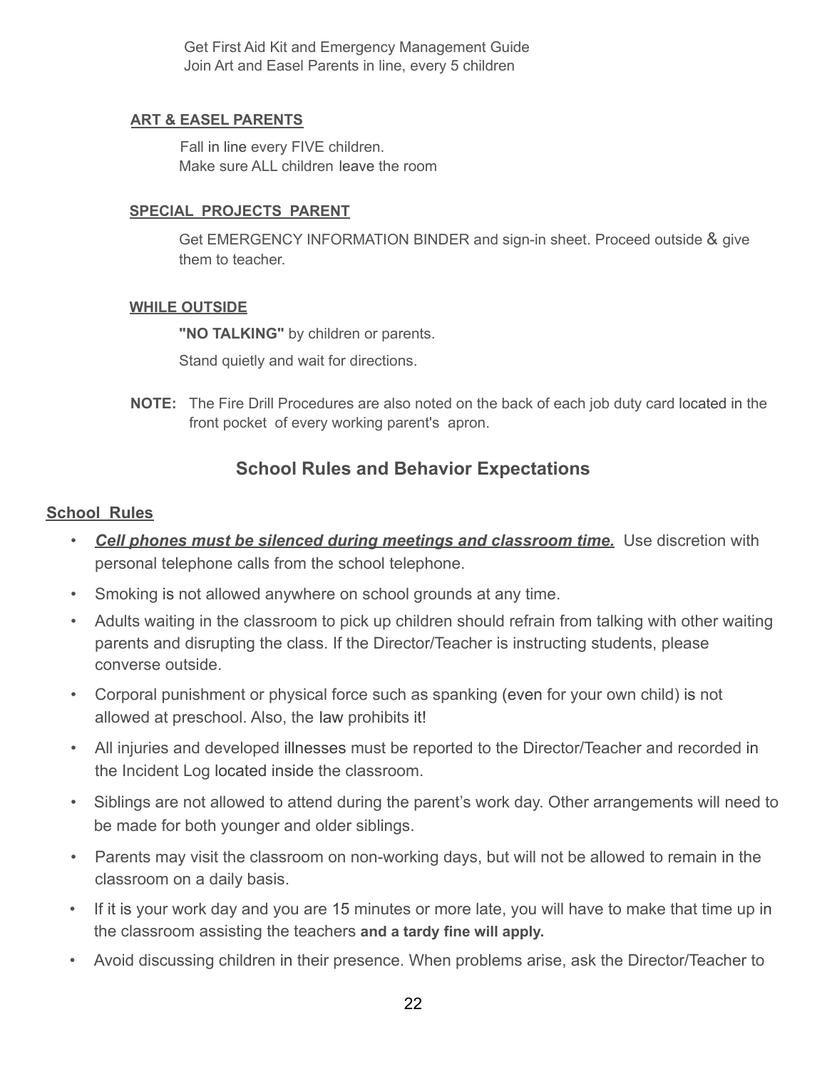Get First Aid Kit and Emergency Management Guide
Join Art and Easel Parents in line, every 5 children

**ART & EASEL PARENTS**

Fall in line every FIVE children.
Make sure ALL children leave the room

**SPECIAL PROJECTS PARENT**

Get EMERGENCY INFORMATION BINDER and sign-in sheet. Proceed outside & give them to teacher.

**WHILE OUTSIDE**

**"NO TALKING"** by children or parents.

Stand quietly and wait for directions.

**NOTE:** The Fire Drill Procedures are also noted on the back of each job duty card located in the front pocket of every working parent's apron.

## School Rules and Behavior Expectations

**School Rules**

- ***Cell phones must be silenced during meetings and classroom time.*** Use discretion with personal telephone calls from the school telephone.
- Smoking is not allowed anywhere on school grounds at any time.
- Adults waiting in the classroom to pick up children should refrain from talking with other waiting parents and disrupting the class. If the Director/Teacher is instructing students, please converse outside.
- Corporal punishment or physical force such as spanking (even for your own child) is not allowed at preschool. Also, the law prohibits it!
- All injuries and developed illnesses must be reported to the Director/Teacher and recorded in the Incident Log located inside the classroom.
- Siblings are not allowed to attend during the parent's work day. Other arrangements will need to be made for both younger and older siblings.
- Parents may visit the classroom on non-working days, but will not be allowed to remain in the classroom on a daily basis.
- If it is your work day and you are 15 minutes or more late, you will have to make that time up in the classroom assisting the teachers **and a tardy fine will apply.**
- Avoid discussing children in their presence. When problems arise, ask the Director/Teacher to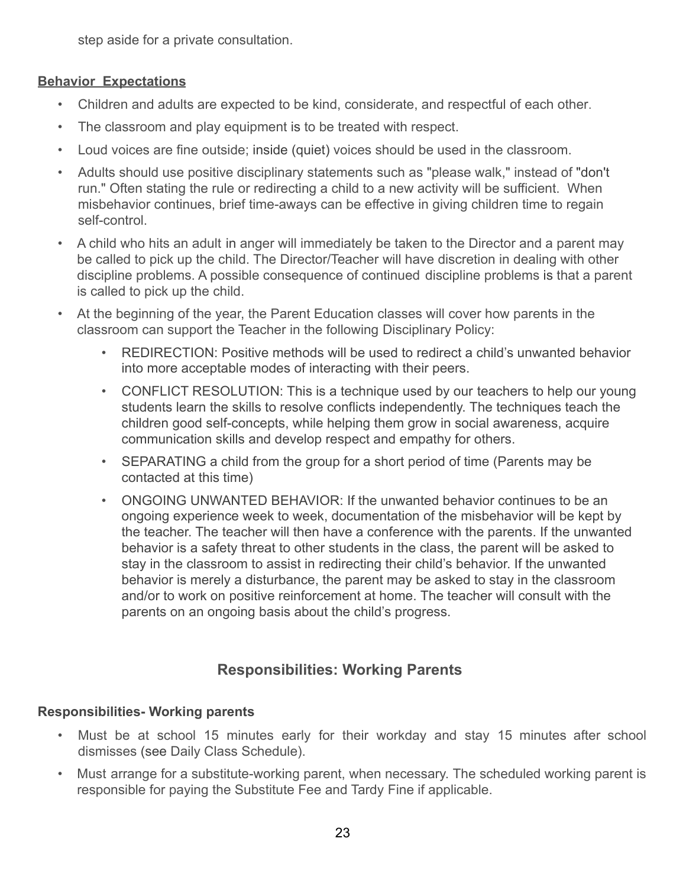step aside for a private consultation.

**Behavior Expectations**

- Children and adults are expected to be kind, considerate, and respectful of each other.
- The classroom and play equipment is to be treated with respect.
- Loud voices are fine outside; inside (quiet) voices should be used in the classroom.
- Adults should use positive disciplinary statements such as "please walk," instead of "don't run." Often stating the rule or redirecting a child to a new activity will be sufficient. When misbehavior continues, brief time-aways can be effective in giving children time to regain self-control.
- A child who hits an adult in anger will immediately be taken to the Director and a parent may be called to pick up the child. The Director/Teacher will have discretion in dealing with other discipline problems. A possible consequence of continued discipline problems is that a parent is called to pick up the child.
- At the beginning of the year, the Parent Education classes will cover how parents in the classroom can support the Teacher in the following Disciplinary Policy:
    - REDIRECTION: Positive methods will be used to redirect a child's unwanted behavior into more acceptable modes of interacting with their peers.
    - CONFLICT RESOLUTION: This is a technique used by our teachers to help our young students learn the skills to resolve conflicts independently. The techniques teach the children good self-concepts, while helping them grow in social awareness, acquire communication skills and develop respect and empathy for others.
    - SEPARATING a child from the group for a short period of time (Parents may be contacted at this time)
    - ONGOING UNWANTED BEHAVIOR: If the unwanted behavior continues to be an ongoing experience week to week, documentation of the misbehavior will be kept by the teacher. The teacher will then have a conference with the parents. If the unwanted behavior is a safety threat to other students in the class, the parent will be asked to stay in the classroom to assist in redirecting their child's behavior. If the unwanted behavior is merely a disturbance, the parent may be asked to stay in the classroom and/or to work on positive reinforcement at home. The teacher will consult with the parents on an ongoing basis about the child's progress.

## Responsibilities: Working Parents

**Responsibilities- Working parents**

- Must be at school 15 minutes early for their workday and stay 15 minutes after school dismisses (see Daily Class Schedule).
- Must arrange for a substitute-working parent, when necessary. The scheduled working parent is responsible for paying the Substitute Fee and Tardy Fine if applicable.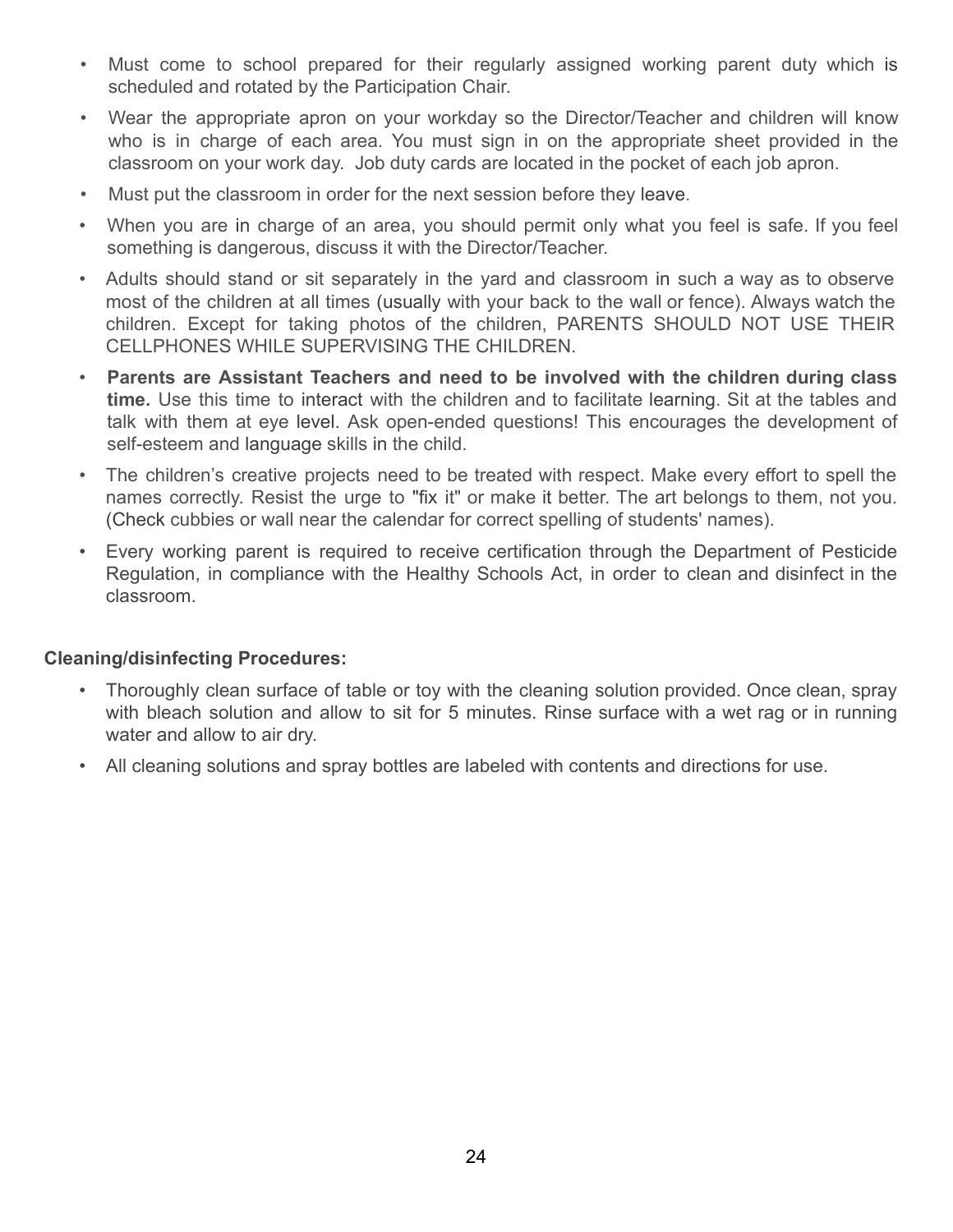- Must come to school prepared for their regularly assigned working parent duty which is scheduled and rotated by the Participation Chair.
- Wear the appropriate apron on your workday so the Director/Teacher and children will know who is in charge of each area. You must sign in on the appropriate sheet provided in the classroom on your work day. Job duty cards are located in the pocket of each job apron.
- Must put the classroom in order for the next session before they leave.
- When you are in charge of an area, you should permit only what you feel is safe. If you feel something is dangerous, discuss it with the Director/Teacher.
- Adults should stand or sit separately in the yard and classroom in such a way as to observe most of the children at all times (usually with your back to the wall or fence). Always watch the children. Except for taking photos of the children, PARENTS SHOULD NOT USE THEIR CELLPHONES WHILE SUPERVISING THE CHILDREN.
- **Parents are Assistant Teachers and need to be involved with the children during class time.** Use this time to interact with the children and to facilitate learning. Sit at the tables and talk with them at eye level. Ask open-ended questions! This encourages the development of self-esteem and language skills in the child.
- The children's creative projects need to be treated with respect. Make every effort to spell the names correctly. Resist the urge to "fix it" or make it better. The art belongs to them, not you. (Check cubbies or wall near the calendar for correct spelling of students' names).
- Every working parent is required to receive certification through the Department of Pesticide Regulation, in compliance with the Healthy Schools Act, in order to clean and disinfect in the classroom.

**Cleaning/disinfecting Procedures:**

- Thoroughly clean surface of table or toy with the cleaning solution provided. Once clean, spray with bleach solution and allow to sit for 5 minutes. Rinse surface with a wet rag or in running water and allow to air dry.
- All cleaning solutions and spray bottles are labeled with contents and directions for use.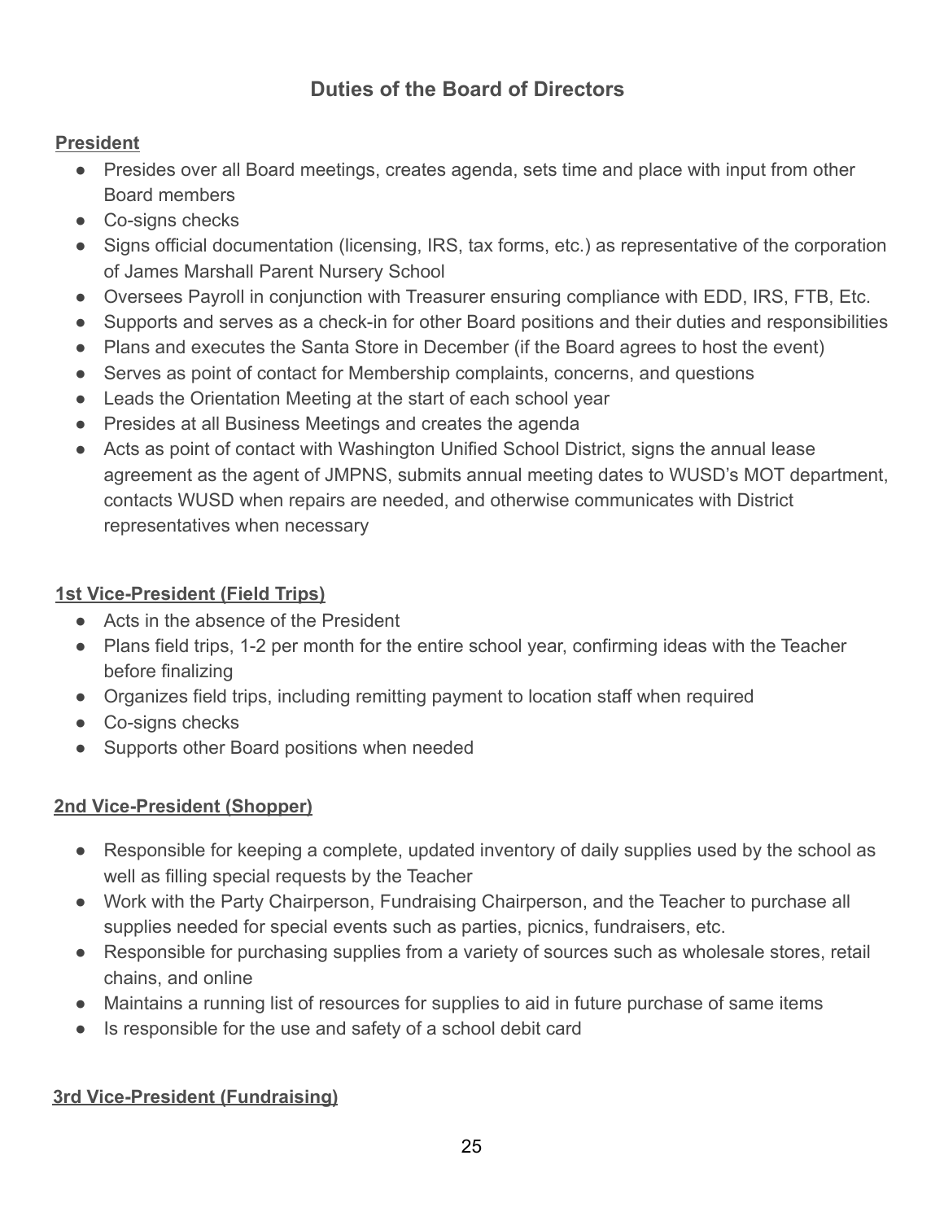## Duties of the Board of Directors

### President

- Presides over all Board meetings, creates agenda, sets time and place with input from other Board members
- Co-signs checks
- Signs official documentation (licensing, IRS, tax forms, etc.) as representative of the corporation of James Marshall Parent Nursery School
- Oversees Payroll in conjunction with Treasurer ensuring compliance with EDD, IRS, FTB, Etc.
- Supports and serves as a check-in for other Board positions and their duties and responsibilities
- Plans and executes the Santa Store in December (if the Board agrees to host the event)
- Serves as point of contact for Membership complaints, concerns, and questions
- Leads the Orientation Meeting at the start of each school year
- Presides at all Business Meetings and creates the agenda
- Acts as point of contact with Washington Unified School District, signs the annual lease agreement as the agent of JMPNS, submits annual meeting dates to WUSD's MOT department, contacts WUSD when repairs are needed, and otherwise communicates with District representatives when necessary

### 1st Vice-President (Field Trips)

- Acts in the absence of the President
- Plans field trips, 1-2 per month for the entire school year, confirming ideas with the Teacher before finalizing
- Organizes field trips, including remitting payment to location staff when required
- Co-signs checks
- Supports other Board positions when needed

### 2nd Vice-President (Shopper)

- Responsible for keeping a complete, updated inventory of daily supplies used by the school as well as filling special requests by the Teacher
- Work with the Party Chairperson, Fundraising Chairperson, and the Teacher to purchase all supplies needed for special events such as parties, picnics, fundraisers, etc.
- Responsible for purchasing supplies from a variety of sources such as wholesale stores, retail chains, and online
- Maintains a running list of resources for supplies to aid in future purchase of same items
- Is responsible for the use and safety of a school debit card

### 3rd Vice-President (Fundraising)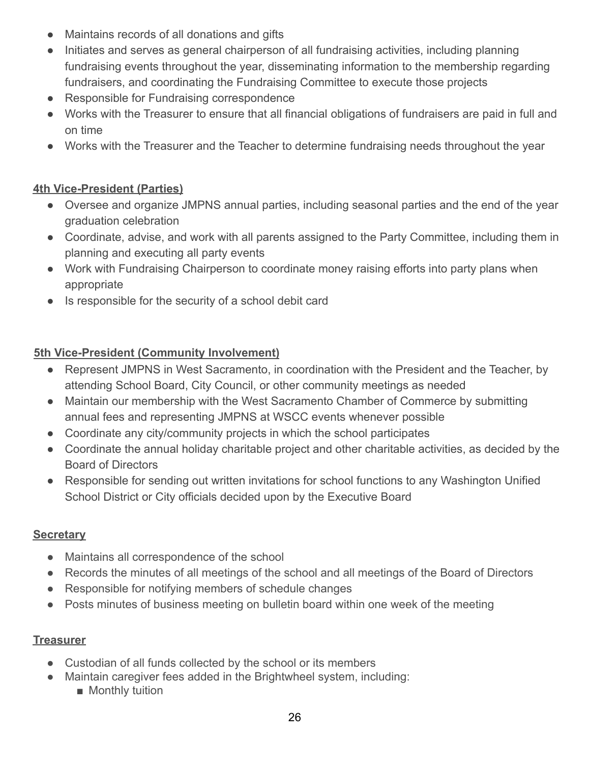- Maintains records of all donations and gifts
- Initiates and serves as general chairperson of all fundraising activities, including planning fundraising events throughout the year, disseminating information to the membership regarding fundraisers, and coordinating the Fundraising Committee to execute those projects
- Responsible for Fundraising correspondence
- Works with the Treasurer to ensure that all financial obligations of fundraisers are paid in full and on time
- Works with the Treasurer and the Teacher to determine fundraising needs throughout the year

**4th Vice-President (Parties)**

- Oversee and organize JMPNS annual parties, including seasonal parties and the end of the year graduation celebration
- Coordinate, advise, and work with all parents assigned to the Party Committee, including them in planning and executing all party events
- Work with Fundraising Chairperson to coordinate money raising efforts into party plans when appropriate
- Is responsible for the security of a school debit card

**5th Vice-President (Community Involvement)**

- Represent JMPNS in West Sacramento, in coordination with the President and the Teacher, by attending School Board, City Council, or other community meetings as needed
- Maintain our membership with the West Sacramento Chamber of Commerce by submitting annual fees and representing JMPNS at WSCC events whenever possible
- Coordinate any city/community projects in which the school participates
- Coordinate the annual holiday charitable project and other charitable activities, as decided by the Board of Directors
- Responsible for sending out written invitations for school functions to any Washington Unified School District or City officials decided upon by the Executive Board

**Secretary**

- Maintains all correspondence of the school
- Records the minutes of all meetings of the school and all meetings of the Board of Directors
- Responsible for notifying members of schedule changes
- Posts minutes of business meeting on bulletin board within one week of the meeting

**Treasurer**

- Custodian of all funds collected by the school or its members
- Maintain caregiver fees added in the Brightwheel system, including:
  - Monthly tuition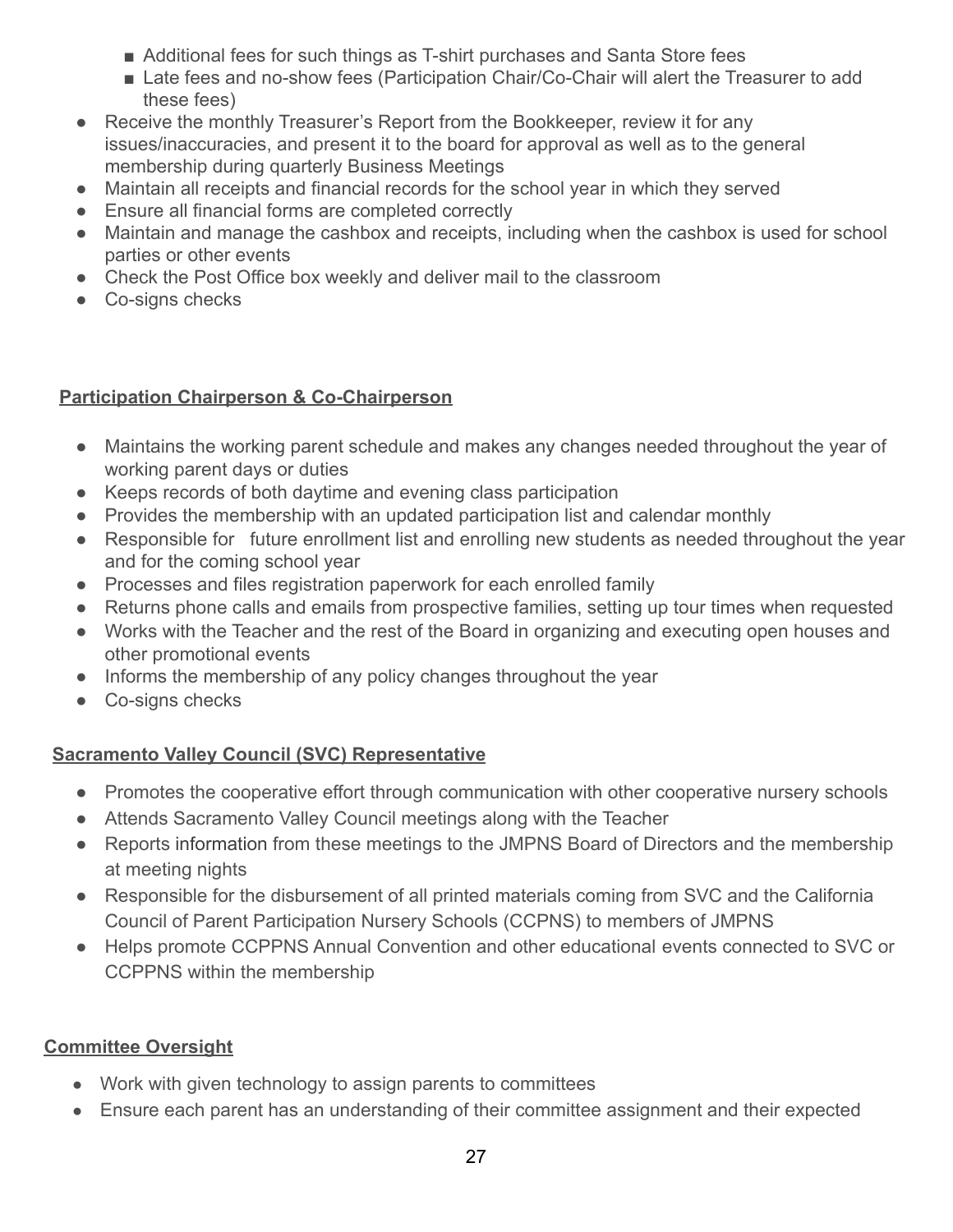- Additional fees for such things as T-shirt purchases and Santa Store fees
  - Late fees and no-show fees (Participation Chair/Co-Chair will alert the Treasurer to add these fees)
- Receive the monthly Treasurer's Report from the Bookkeeper, review it for any issues/inaccuracies, and present it to the board for approval as well as to the general membership during quarterly Business Meetings
- Maintain all receipts and financial records for the school year in which they served
- Ensure all financial forms are completed correctly
- Maintain and manage the cashbox and receipts, including when the cashbox is used for school parties or other events
- Check the Post Office box weekly and deliver mail to the classroom
- Co-signs checks

**Participation Chairperson & Co-Chairperson**

- Maintains the working parent schedule and makes any changes needed throughout the year of working parent days or duties
- Keeps records of both daytime and evening class participation
- Provides the membership with an updated participation list and calendar monthly
- Responsible for future enrollment list and enrolling new students as needed throughout the year and for the coming school year
- Processes and files registration paperwork for each enrolled family
- Returns phone calls and emails from prospective families, setting up tour times when requested
- Works with the Teacher and the rest of the Board in organizing and executing open houses and other promotional events
- Informs the membership of any policy changes throughout the year
- Co-signs checks

**Sacramento Valley Council (SVC) Representative**

- Promotes the cooperative effort through communication with other cooperative nursery schools
- Attends Sacramento Valley Council meetings along with the Teacher
- Reports information from these meetings to the JMPNS Board of Directors and the membership at meeting nights
- Responsible for the disbursement of all printed materials coming from SVC and the California Council of Parent Participation Nursery Schools (CCPNS) to members of JMPNS
- Helps promote CCPPNS Annual Convention and other educational events connected to SVC or CCPPNS within the membership

**Committee Oversight**

- Work with given technology to assign parents to committees
- Ensure each parent has an understanding of their committee assignment and their expected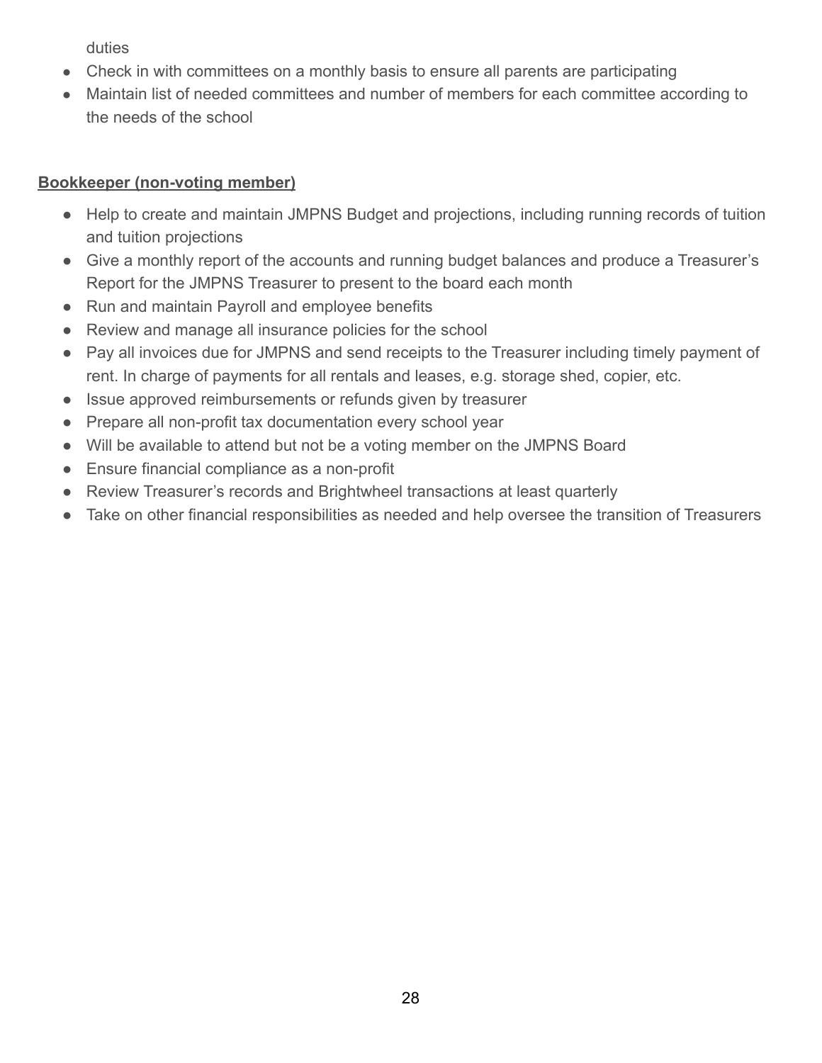duties

- Check in with committees on a monthly basis to ensure all parents are participating
- Maintain list of needed committees and number of members for each committee according to the needs of the school

**Bookkeeper (non-voting member)**

- Help to create and maintain JMPNS Budget and projections, including running records of tuition and tuition projections
- Give a monthly report of the accounts and running budget balances and produce a Treasurer's Report for the JMPNS Treasurer to present to the board each month
- Run and maintain Payroll and employee benefits
- Review and manage all insurance policies for the school
- Pay all invoices due for JMPNS and send receipts to the Treasurer including timely payment of rent. In charge of payments for all rentals and leases, e.g. storage shed, copier, etc.
- Issue approved reimbursements or refunds given by treasurer
- Prepare all non-profit tax documentation every school year
- Will be available to attend but not be a voting member on the JMPNS Board
- Ensure financial compliance as a non-profit
- Review Treasurer's records and Brightwheel transactions at least quarterly
- Take on other financial responsibilities as needed and help oversee the transition of Treasurers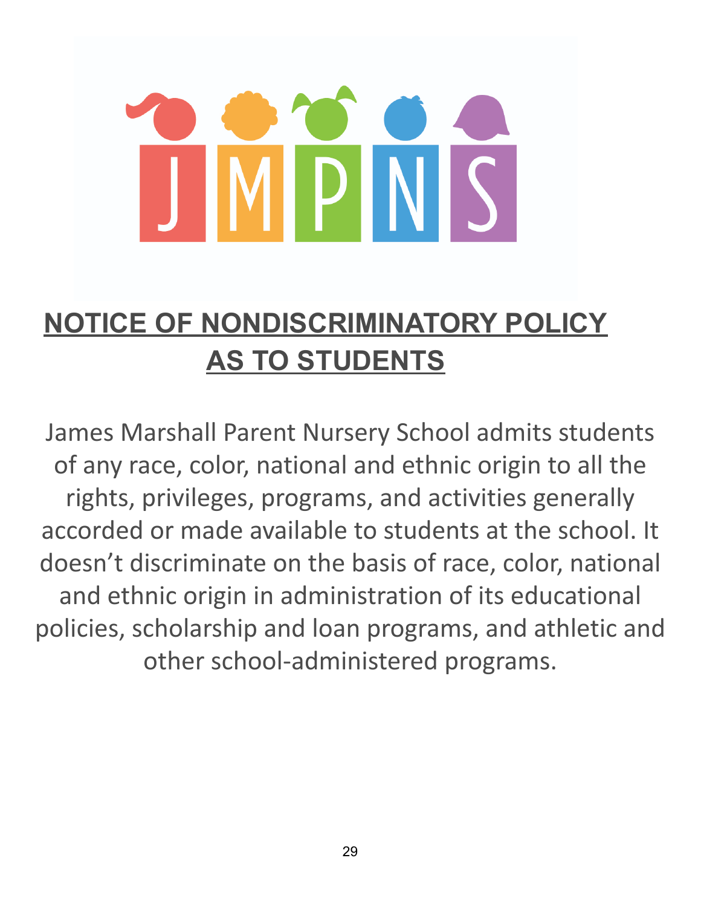JMPNS

# NOTICE OF NONDISCRIMINATORY POLICY AS TO STUDENTS

James Marshall Parent Nursery School admits students of any race, color, national and ethnic origin to all the rights, privileges, programs, and activities generally accorded or made available to students at the school. It doesn't discriminate on the basis of race, color, national and ethnic origin in administration of its educational policies, scholarship and loan programs, and athletic and other school-administered programs.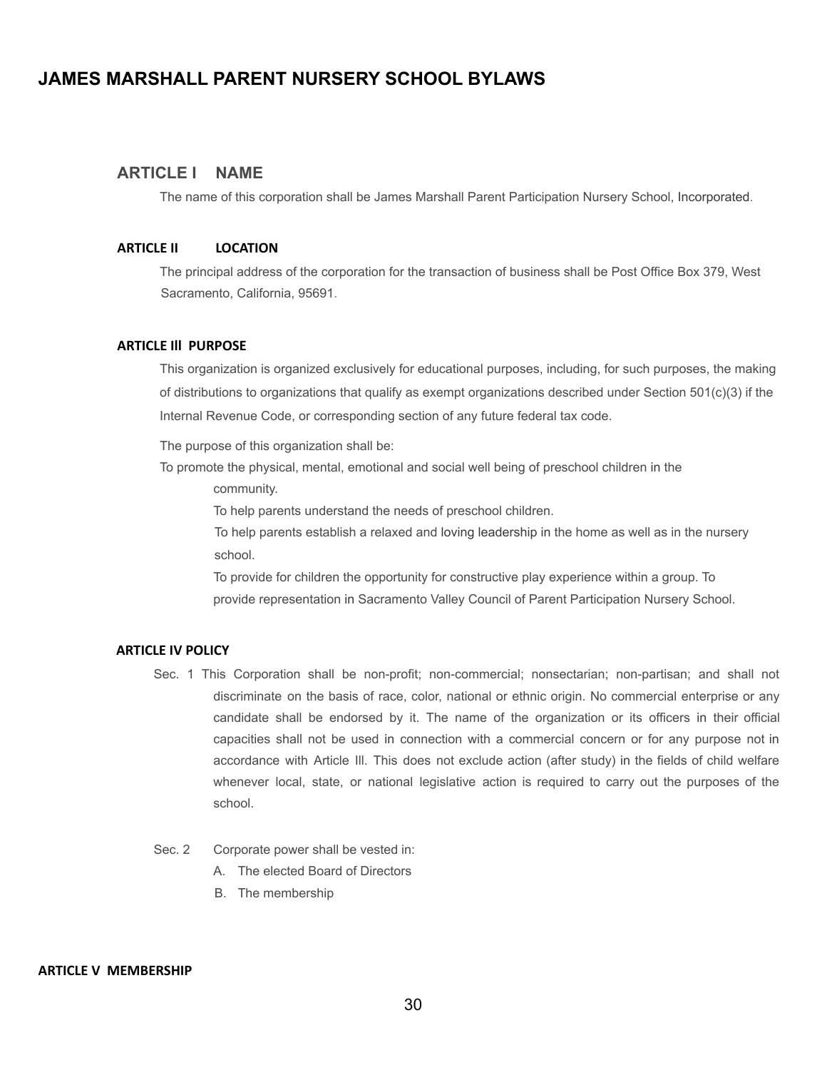# JAMES MARSHALL PARENT NURSERY SCHOOL BYLAWS

## ARTICLE I NAME

The name of this corporation shall be James Marshall Parent Participation Nursery School, Incorporated.

## ARTICLE II LOCATION

The principal address of the corporation for the transaction of business shall be Post Office Box 379, West Sacramento, California, 95691.

## ARTICLE Ill PURPOSE

This organization is organized exclusively for educational purposes, including, for such purposes, the making of distributions to organizations that qualify as exempt organizations described under Section 501(c)(3) if the Internal Revenue Code, or corresponding section of any future federal tax code.

The purpose of this organization shall be:

To promote the physical, mental, emotional and social well being of preschool children in the community.

To help parents understand the needs of preschool children.

To help parents establish a relaxed and loving leadership in the home as well as in the nursery school.

To provide for children the opportunity for constructive play experience within a group. To provide representation in Sacramento Valley Council of Parent Participation Nursery School.

## ARTICLE IV POLICY

Sec. 1 This Corporation shall be non-profit; non-commercial; nonsectarian; non-partisan; and shall not discriminate on the basis of race, color, national or ethnic origin. No commercial enterprise or any candidate shall be endorsed by it. The name of the organization or its officers in their official capacities shall not be used in connection with a commercial concern or for any purpose not in accordance with Article Ill. This does not exclude action (after study) in the fields of child welfare whenever local, state, or national legislative action is required to carry out the purposes of the school.

Sec. 2 Corporate power shall be vested in:

A. The elected Board of Directors
B. The membership

## ARTICLE V MEMBERSHIP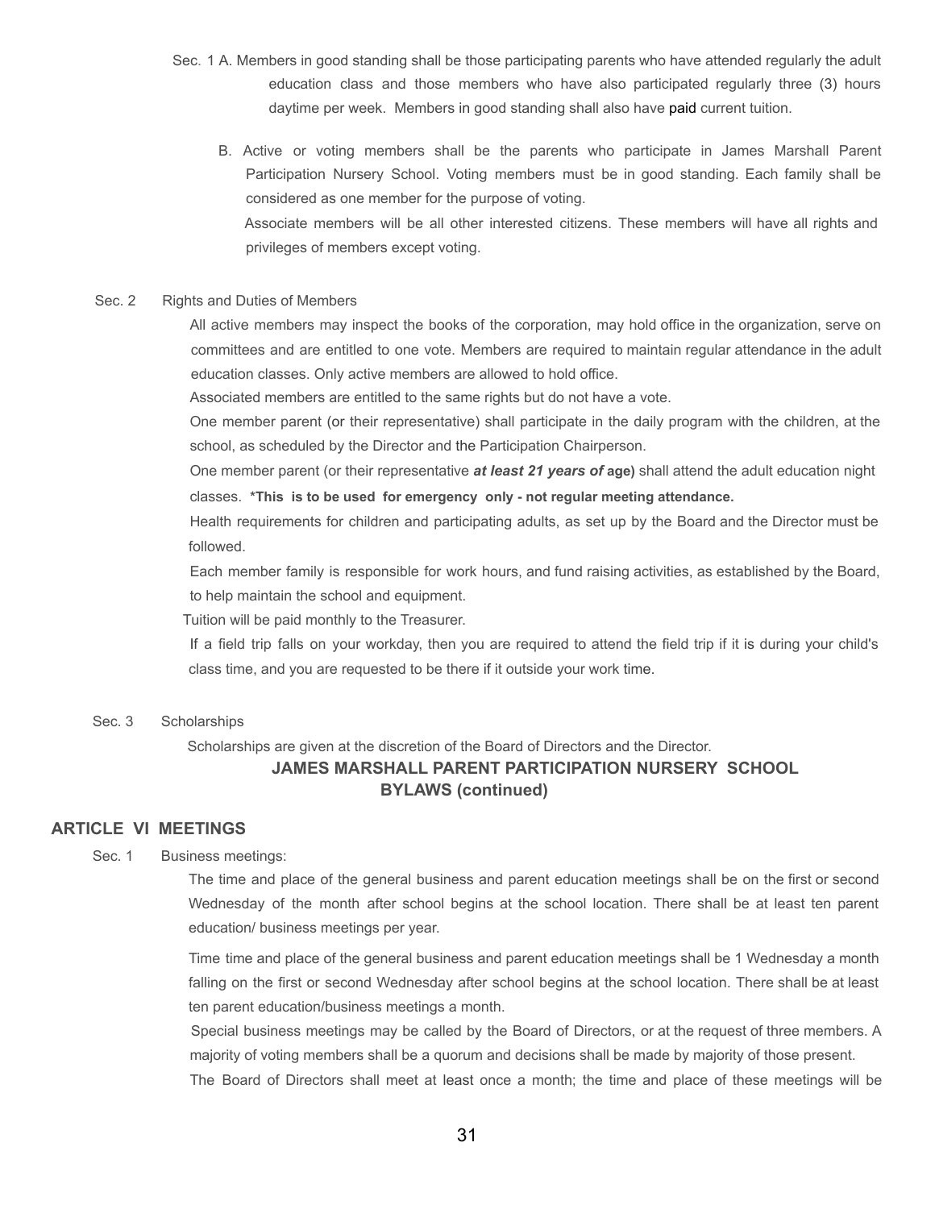Sec. 1 A. Members in good standing shall be those participating parents who have attended regularly the adult education class and those members who have also participated regularly three (3) hours daytime per week. Members in good standing shall also have paid current tuition.

B. Active or voting members shall be the parents who participate in James Marshall Parent Participation Nursery School. Voting members must be in good standing. Each family shall be considered as one member for the purpose of voting.

Associate members will be all other interested citizens. These members will have all rights and privileges of members except voting.

Sec. 2 Rights and Duties of Members

All active members may inspect the books of the corporation, may hold office in the organization, serve on committees and are entitled to one vote. Members are required to maintain regular attendance in the adult education classes. Only active members are allowed to hold office.

Associated members are entitled to the same rights but do not have a vote.

One member parent (or their representative) shall participate in the daily program with the children, at the school, as scheduled by the Director and the Participation Chairperson.

One member parent (or their representative ***at least 21 years of*** **age)** shall attend the adult education night classes. **\*This is to be used for emergency only - not regular meeting attendance.**

Health requirements for children and participating adults, as set up by the Board and the Director must be followed.

Each member family is responsible for work hours, and fund raising activities, as established by the Board, to help maintain the school and equipment.

Tuition will be paid monthly to the Treasurer.

If a field trip falls on your workday, then you are required to attend the field trip if it is during your child's class time, and you are requested to be there if it outside your work time.

Sec. 3 Scholarships

Scholarships are given at the discretion of the Board of Directors and the Director.

**JAMES MARSHALL PARENT PARTICIPATION NURSERY SCHOOL BYLAWS (continued)**

## ARTICLE VI MEETINGS

Sec. 1 Business meetings:

The time and place of the general business and parent education meetings shall be on the first or second Wednesday of the month after school begins at the school location. There shall be at least ten parent education/ business meetings per year.

Time time and place of the general business and parent education meetings shall be 1 Wednesday a month falling on the first or second Wednesday after school begins at the school location. There shall be at least ten parent education/business meetings a month.

Special business meetings may be called by the Board of Directors, or at the request of three members. A majority of voting members shall be a quorum and decisions shall be made by majority of those present.

The Board of Directors shall meet at least once a month; the time and place of these meetings will be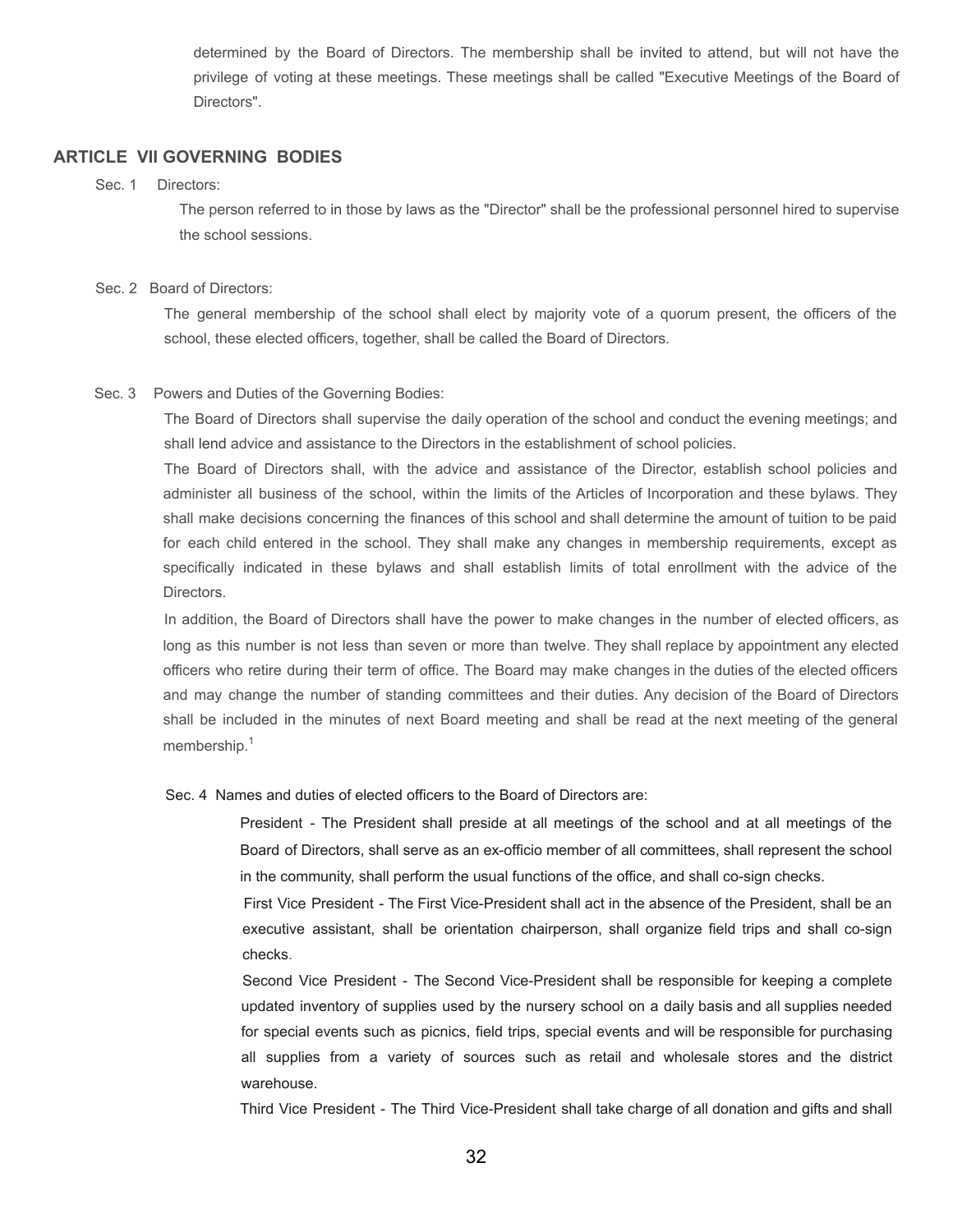determined by the Board of Directors. The membership shall be invited to attend, but will not have the privilege of voting at these meetings. These meetings shall be called "Executive Meetings of the Board of Directors".

## ARTICLE VII GOVERNING BODIES

Sec. 1 Directors:

The person referred to in those by laws as the "Director" shall be the professional personnel hired to supervise the school sessions.

Sec. 2 Board of Directors:

The general membership of the school shall elect by majority vote of a quorum present, the officers of the school, these elected officers, together, shall be called the Board of Directors.

Sec. 3 Powers and Duties of the Governing Bodies:

The Board of Directors shall supervise the daily operation of the school and conduct the evening meetings; and shall lend advice and assistance to the Directors in the establishment of school policies.

The Board of Directors shall, with the advice and assistance of the Director, establish school policies and administer all business of the school, within the limits of the Articles of Incorporation and these bylaws. They shall make decisions concerning the finances of this school and shall determine the amount of tuition to be paid for each child entered in the school. They shall make any changes in membership requirements, except as specifically indicated in these bylaws and shall establish limits of total enrollment with the advice of the Directors.

In addition, the Board of Directors shall have the power to make changes in the number of elected officers, as long as this number is not less than seven or more than twelve. They shall replace by appointment any elected officers who retire during their term of office. The Board may make changes in the duties of the elected officers and may change the number of standing committees and their duties. Any decision of the Board of Directors shall be included in the minutes of next Board meeting and shall be read at the next meeting of the general membership.[1]

Sec. 4 Names and duties of elected officers to the Board of Directors are:

President - The President shall preside at all meetings of the school and at all meetings of the Board of Directors, shall serve as an ex-officio member of all committees, shall represent the school in the community, shall perform the usual functions of the office, and shall co-sign checks.

First Vice President - The First Vice-President shall act in the absence of the President, shall be an executive assistant, shall be orientation chairperson, shall organize field trips and shall co-sign checks.

Second Vice President - The Second Vice-President shall be responsible for keeping a complete updated inventory of supplies used by the nursery school on a daily basis and all supplies needed for special events such as picnics, field trips, special events and will be responsible for purchasing all supplies from a variety of sources such as retail and wholesale stores and the district warehouse.

Third Vice President - The Third Vice-President shall take charge of all donation and gifts and shall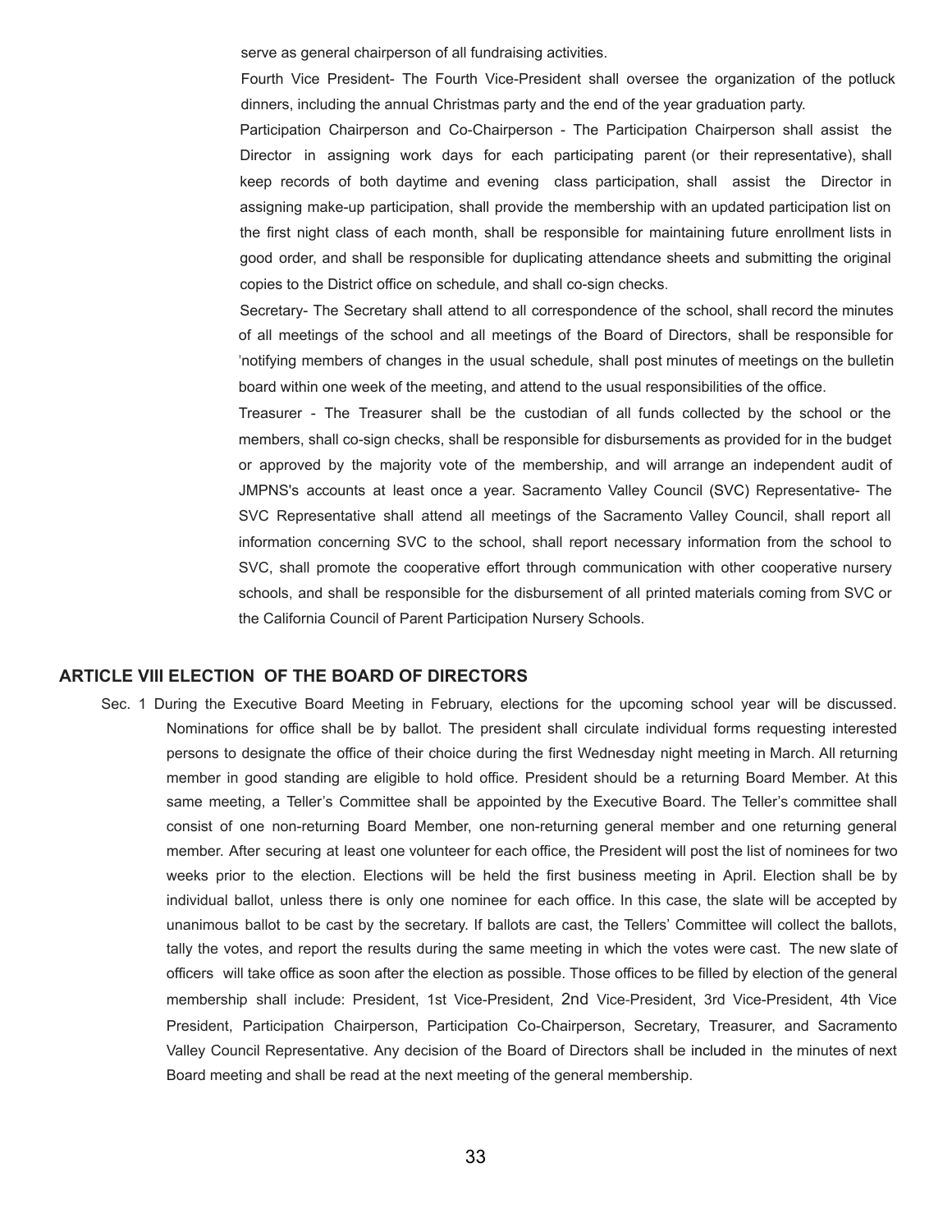serve as general chairperson of all fundraising activities.

Fourth Vice President- The Fourth Vice-President shall oversee the organization of the potluck dinners, including the annual Christmas party and the end of the year graduation party.

Participation Chairperson and Co-Chairperson - The Participation Chairperson shall assist the Director in assigning work days for each participating parent (or their representative), shall keep records of both daytime and evening class participation, shall assist the Director in assigning make-up participation, shall provide the membership with an updated participation list on the first night class of each month, shall be responsible for maintaining future enrollment lists in good order, and shall be responsible for duplicating attendance sheets and submitting the original copies to the District office on schedule, and shall co-sign checks.

Secretary- The Secretary shall attend to all correspondence of the school, shall record the minutes of all meetings of the school and all meetings of the Board of Directors, shall be responsible for 'notifying members of changes in the usual schedule, shall post minutes of meetings on the bulletin board within one week of the meeting, and attend to the usual responsibilities of the office.

Treasurer - The Treasurer shall be the custodian of all funds collected by the school or the members, shall co-sign checks, shall be responsible for disbursements as provided for in the budget or approved by the majority vote of the membership, and will arrange an independent audit of JMPNS's accounts at least once a year. Sacramento Valley Council (SVC) Representative- The SVC Representative shall attend all meetings of the Sacramento Valley Council, shall report all information concerning SVC to the school, shall report necessary information from the school to SVC, shall promote the cooperative effort through communication with other cooperative nursery schools, and shall be responsible for the disbursement of all printed materials coming from SVC or the California Council of Parent Participation Nursery Schools.

## ARTICLE VIII ELECTION OF THE BOARD OF DIRECTORS

Sec. 1 During the Executive Board Meeting in February, elections for the upcoming school year will be discussed. Nominations for office shall be by ballot. The president shall circulate individual forms requesting interested persons to designate the office of their choice during the first Wednesday night meeting in March. All returning member in good standing are eligible to hold office. President should be a returning Board Member. At this same meeting, a Teller's Committee shall be appointed by the Executive Board. The Teller's committee shall consist of one non-returning Board Member, one non-returning general member and one returning general member. After securing at least one volunteer for each office, the President will post the list of nominees for two weeks prior to the election. Elections will be held the first business meeting in April. Election shall be by individual ballot, unless there is only one nominee for each office. In this case, the slate will be accepted by unanimous ballot to be cast by the secretary. If ballots are cast, the Tellers' Committee will collect the ballots, tally the votes, and report the results during the same meeting in which the votes were cast. The new slate of officers will take office as soon after the election as possible. Those offices to be filled by election of the general membership shall include: President, 1st Vice-President, 2nd Vice-President, 3rd Vice-President, 4th Vice President, Participation Chairperson, Participation Co-Chairperson, Secretary, Treasurer, and Sacramento Valley Council Representative. Any decision of the Board of Directors shall be included in the minutes of next Board meeting and shall be read at the next meeting of the general membership.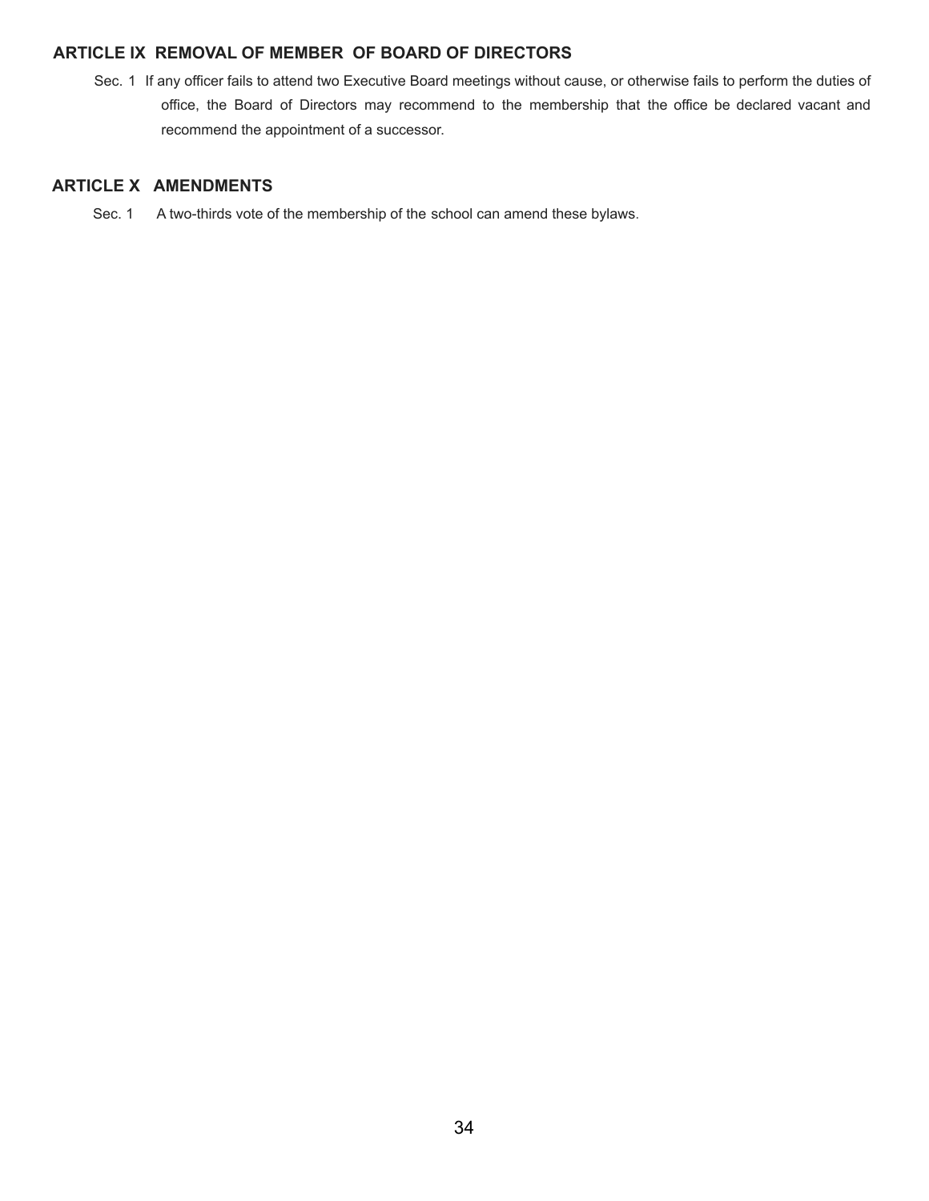## ARTICLE IX REMOVAL OF MEMBER OF BOARD OF DIRECTORS

Sec. 1 If any officer fails to attend two Executive Board meetings without cause, or otherwise fails to perform the duties of office, the Board of Directors may recommend to the membership that the office be declared vacant and recommend the appointment of a successor.

## ARTICLE X AMENDMENTS

Sec. 1 A two-thirds vote of the membership of the school can amend these bylaws.